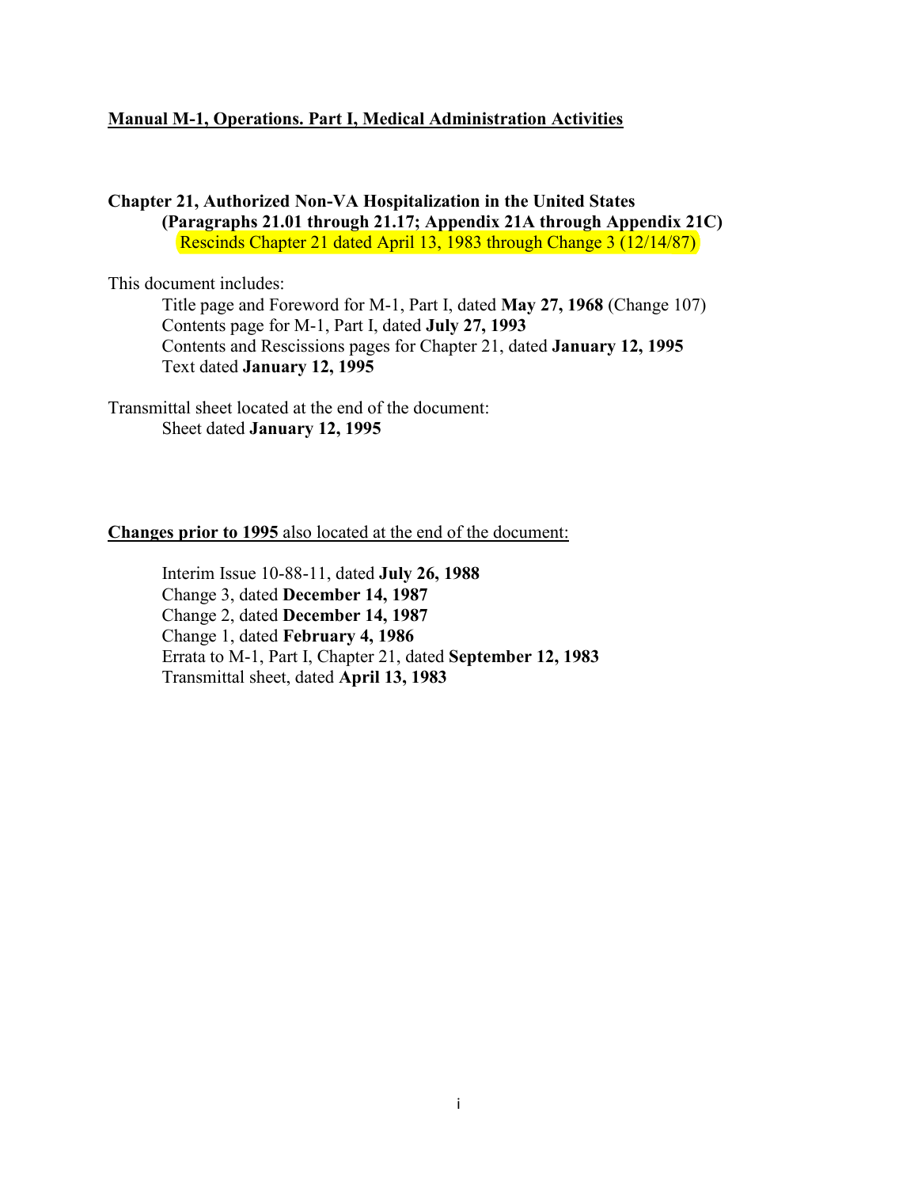**Manual M-1, Operations. Part I, Medical Administration Activities**

**Chapter 21, Authorized Non-VA Hospitalization in the United States (Paragraphs 21.01 through 21.17; Appendix 21A through Appendix 21C)**
Rescinds Chapter 21 dated April 13, 1983 through Change 3 (12/14/87)

This document includes:

- Title page and Foreword for M-1, Part I, dated **May 27, 1968** (Change 107)
- Contents page for M-1, Part I, dated **July 27, 1993**
- Contents and Rescissions pages for Chapter 21, dated **January 12, 1995**
- Text dated **January 12, 1995**

Transmittal sheet located at the end of the document:

- Sheet dated **January 12, 1995**

**Changes prior to 1995** also located at the end of the document:

- Interim Issue 10-88-11, dated **July 26, 1988**
- Change 3, dated **December 14, 1987**
- Change 2, dated **December 14, 1987**
- Change 1, dated **February 4, 1986**
- Errata to M-1, Part I, Chapter 21, dated **September 12, 1983**
- Transmittal sheet, dated **April 13, 1983**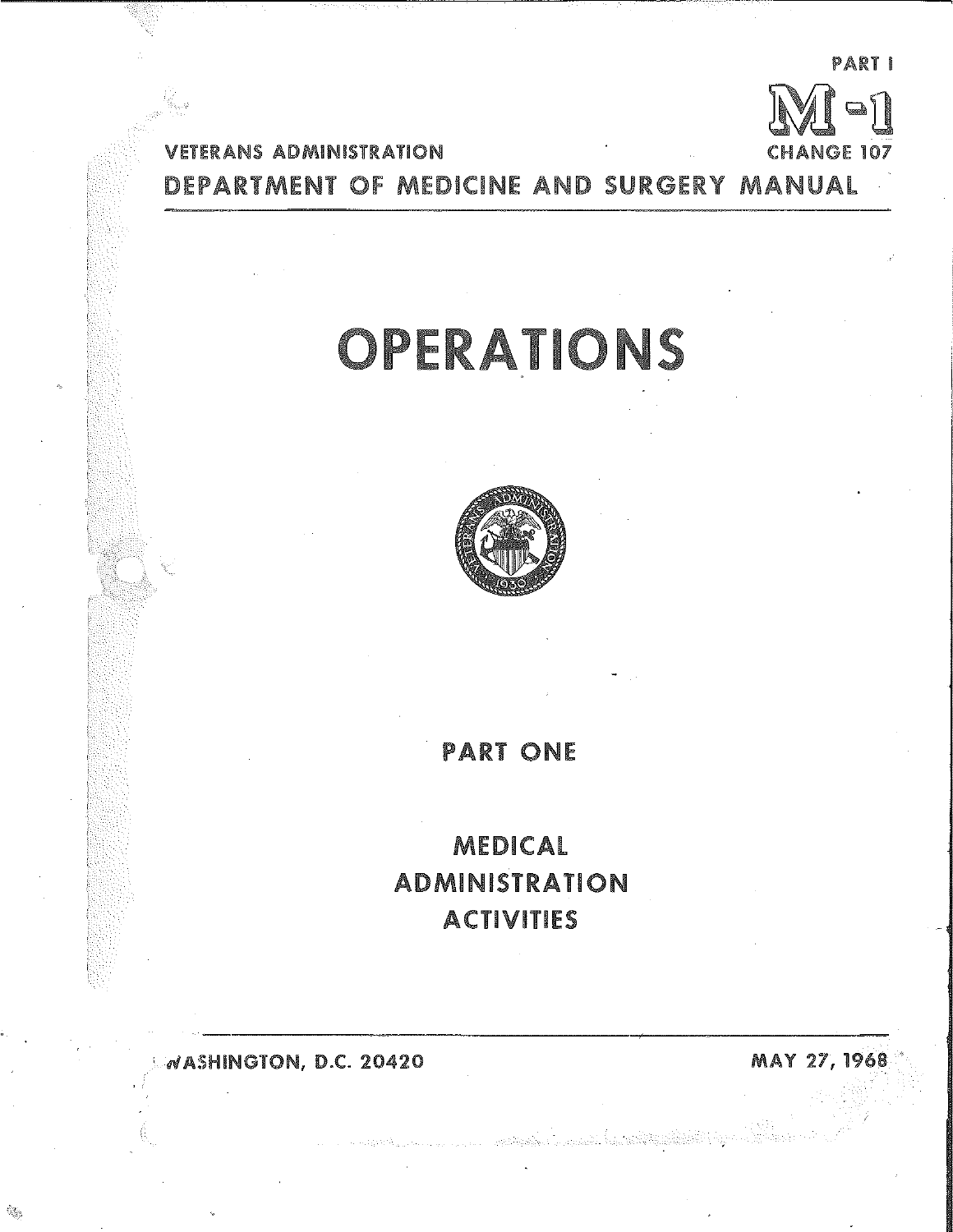PART I

**M-1**

CHANGE 107

VETERANS ADMINISTRATION

DEPARTMENT OF MEDICINE AND SURGERY MANUAL

# OPERATIONS

## PART ONE

## MEDICAL ADMINISTRATION ACTIVITIES

WASHINGTON, D.C. 20420

MAY 27, 1968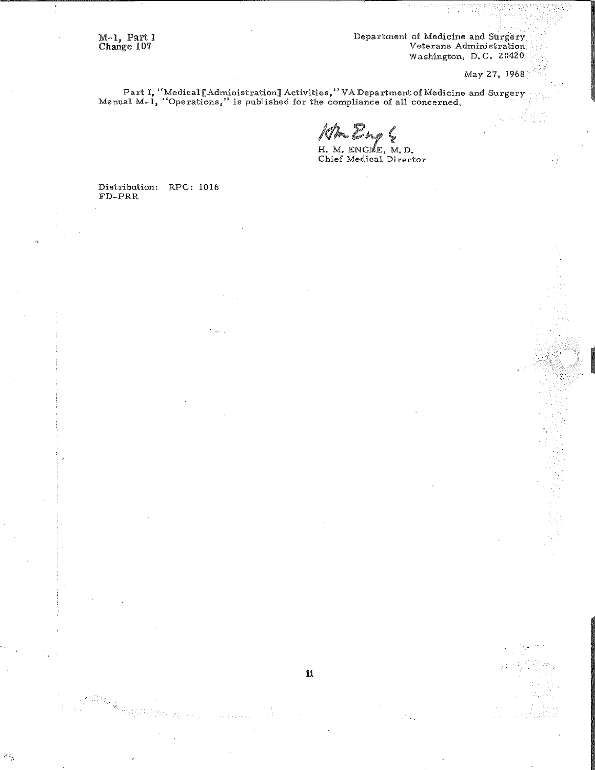M-1, Part I
Change 107

Department of Medicine and Surgery
Veterans Administration
Washington, D.C. 20420

May 27, 1968

Part I, "Medical [Administration] Activities," VA Department of Medicine and Surgery Manual M-1, "Operations," is published for the compliance of all concerned.

H. M. ENGLE, M.D.
Chief Medical Director

Distribution: RPC: 1016
FD-PRR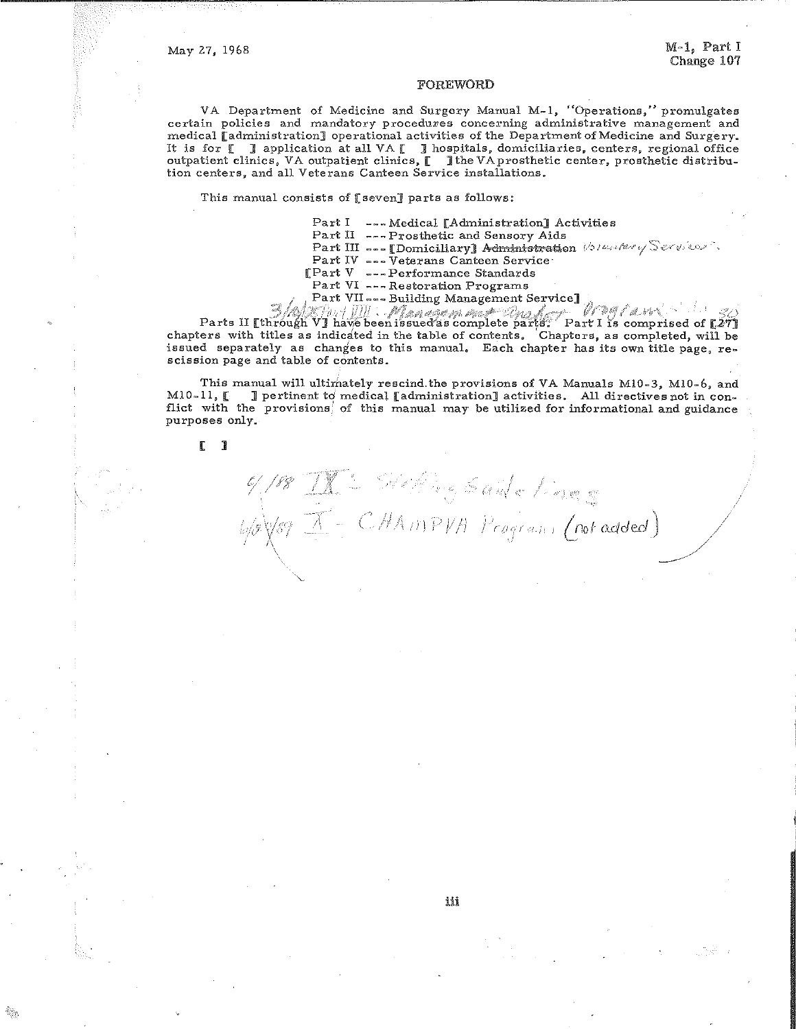May 27, 1968

M-1, Part I
Change 107

# FOREWORD

VA Department of Medicine and Surgery Manual M-1, "Operations," promulgates certain policies and mandatory procedures concerning administrative management and medical [administration] operational activities of the Department of Medicine and Surgery. It is for [ ] application at all VA [ ] hospitals, domiciliaries, centers, regional office outpatient clinics, VA outpatient clinics, [ ] the VA prosthetic center, prosthetic distribution centers, and all Veterans Canteen Service installations.

This manual consists of [seven] parts as follows:

Part I --- Medical [Administration] Activities
Part II --- Prosthetic and Sensory Aids
Part III --- [Domiciliary] ~~Administration~~ Voluntary Service
Part IV --- Veterans Canteen Service
[Part V --- Performance Standards
Part VI --- Restoration Programs
Part VII --- Building Management Service]
3/80 Part VIII - Management Engineer Program

Parts II [through V] have been issued as complete parts. Part I is comprised of [27] chapters with titles as indicated in the table of contents. Chapters, as completed, will be issued separately as changes to this manual. Each chapter has its own title page, rescission page and table of contents.

This manual will ultimately rescind the provisions of VA Manuals M10-3, M10-6, and M10-11, [ ] pertinent to medical [administration] activities. All directives not in conflict with the provisions of this manual may be utilized for informational and guidance purposes only.

[ ]

9/88 IX - Staffing Guidelines
6/5/89 X - CHAMPVA Programs (not added)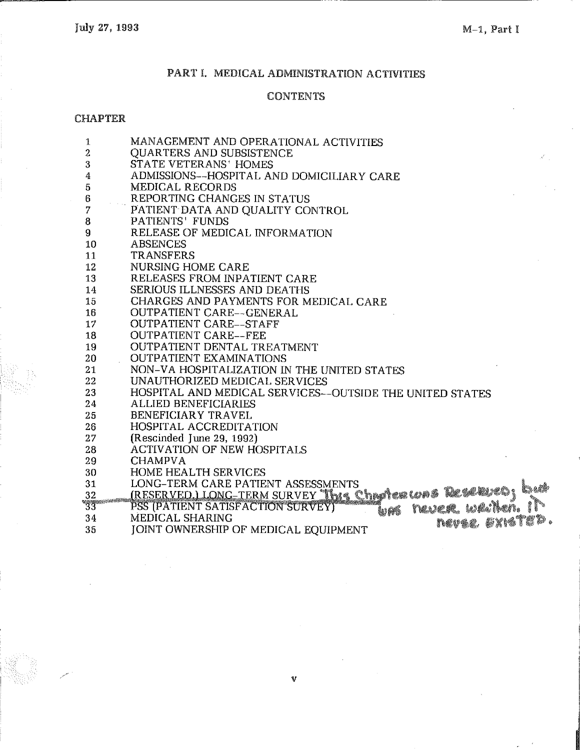# PART I. MEDICAL ADMINISTRATION ACTIVITIES

## CONTENTS

CHAPTER

| | |
|---|---|
| 1 | MANAGEMENT AND OPERATIONAL ACTIVITIES |
| 2 | QUARTERS AND SUBSISTENCE |
| 3 | STATE VETERANS' HOMES |
| 4 | ADMISSIONS--HOSPITAL AND DOMICILIARY CARE |
| 5 | MEDICAL RECORDS |
| 6 | REPORTING CHANGES IN STATUS |
| 7 | PATIENT DATA AND QUALITY CONTROL |
| 8 | PATIENTS' FUNDS |
| 9 | RELEASE OF MEDICAL INFORMATION |
| 10 | ABSENCES |
| 11 | TRANSFERS |
| 12 | NURSING HOME CARE |
| 13 | RELEASES FROM INPATIENT CARE |
| 14 | SERIOUS ILLNESSES AND DEATHS |
| 15 | CHARGES AND PAYMENTS FOR MEDICAL CARE |
| 16 | OUTPATIENT CARE--GENERAL |
| 17 | OUTPATIENT CARE--STAFF |
| 18 | OUTPATIENT CARE--FEE |
| 19 | OUTPATIENT DENTAL TREATMENT |
| 20 | OUTPATIENT EXAMINATIONS |
| 21 | NON-VA HOSPITALIZATION IN THE UNITED STATES |
| 22 | UNAUTHORIZED MEDICAL SERVICES |
| 23 | HOSPITAL AND MEDICAL SERVICES--OUTSIDE THE UNITED STATES |
| 24 | ALLIED BENEFICIARIES |
| 25 | BENEFICIARY TRAVEL |
| 26 | HOSPITAL ACCREDITATION |
| 27 | (Rescinded June 29, 1992) |
| 28 | ACTIVATION OF NEW HOSPITALS |
| 29 | CHAMPVA |
| 30 | HOME HEALTH SERVICES |
| 31 | LONG-TERM CARE PATIENT ASSESSMENTS |
| 32 | (RESERVED.) LONG-TERM SURVEY |
| 33 | PSS (PATIENT SATISFACTION SURVEY) |
| 34 | MEDICAL SHARING |
| 35 | JOINT OWNERSHIP OF MEDICAL EQUIPMENT |

This Chapter was Reserved; but was never written. It never existed.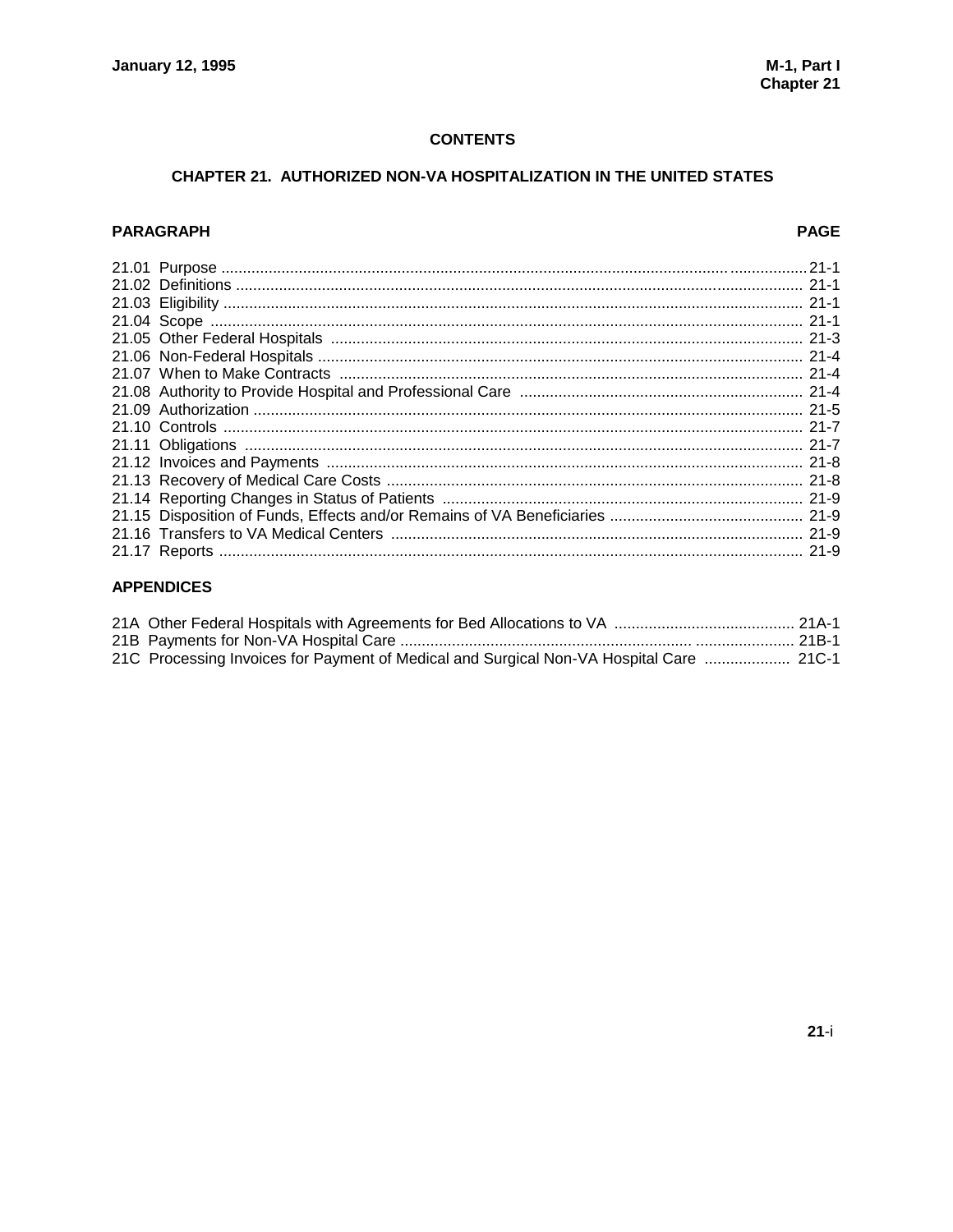## CONTENTS

### CHAPTER 21. AUTHORIZED NON-VA HOSPITALIZATION IN THE UNITED STATES

| PARAGRAPH | PAGE |
|---|---|
| 21.01 Purpose | 21-1 |
| 21.02 Definitions | 21-1 |
| 21.03 Eligibility | 21-1 |
| 21.04 Scope | 21-1 |
| 21.05 Other Federal Hospitals | 21-3 |
| 21.06 Non-Federal Hospitals | 21-4 |
| 21.07 When to Make Contracts | 21-4 |
| 21.08 Authority to Provide Hospital and Professional Care | 21-4 |
| 21.09 Authorization | 21-5 |
| 21.10 Controls | 21-7 |
| 21.11 Obligations | 21-7 |
| 21.12 Invoices and Payments | 21-8 |
| 21.13 Recovery of Medical Care Costs | 21-8 |
| 21.14 Reporting Changes in Status of Patients | 21-9 |
| 21.15 Disposition of Funds, Effects and/or Remains of VA Beneficiaries | 21-9 |
| 21.16 Transfers to VA Medical Centers | 21-9 |
| 21.17 Reports | 21-9 |

**APPENDICES**

| | |
|---|---|
| 21A Other Federal Hospitals with Agreements for Bed Allocations to VA | 21A-1 |
| 21B Payments for Non-VA Hospital Care | 21B-1 |
| 21C Processing Invoices for Payment of Medical and Surgical Non-VA Hospital Care | 21C-1 |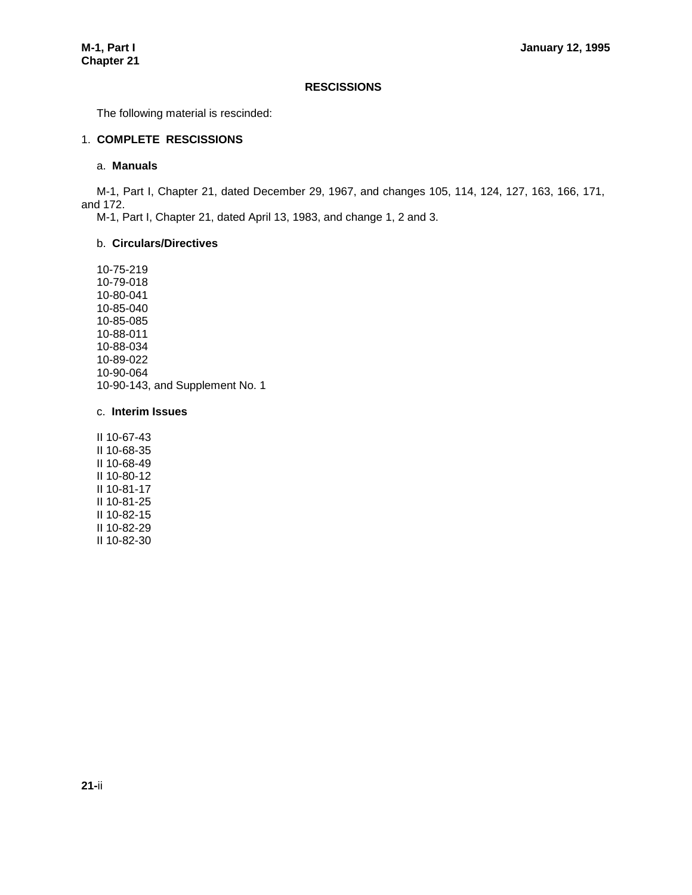## RESCISSIONS

The following material is rescinded:

### 1. COMPLETE RESCISSIONS

#### a. Manuals

M-1, Part I, Chapter 21, dated December 29, 1967, and changes 105, 114, 124, 127, 163, 166, 171, and 172.

M-1, Part I, Chapter 21, dated April 13, 1983, and change 1, 2 and 3.

#### b. Circulars/Directives

10-75-219
10-79-018
10-80-041
10-85-040
10-85-085
10-88-011
10-88-034
10-89-022
10-90-064
10-90-143, and Supplement No. 1

#### c. Interim Issues

II 10-67-43
II 10-68-35
II 10-68-49
II 10-80-12
II 10-81-17
II 10-81-25
II 10-82-15
II 10-82-29
II 10-82-30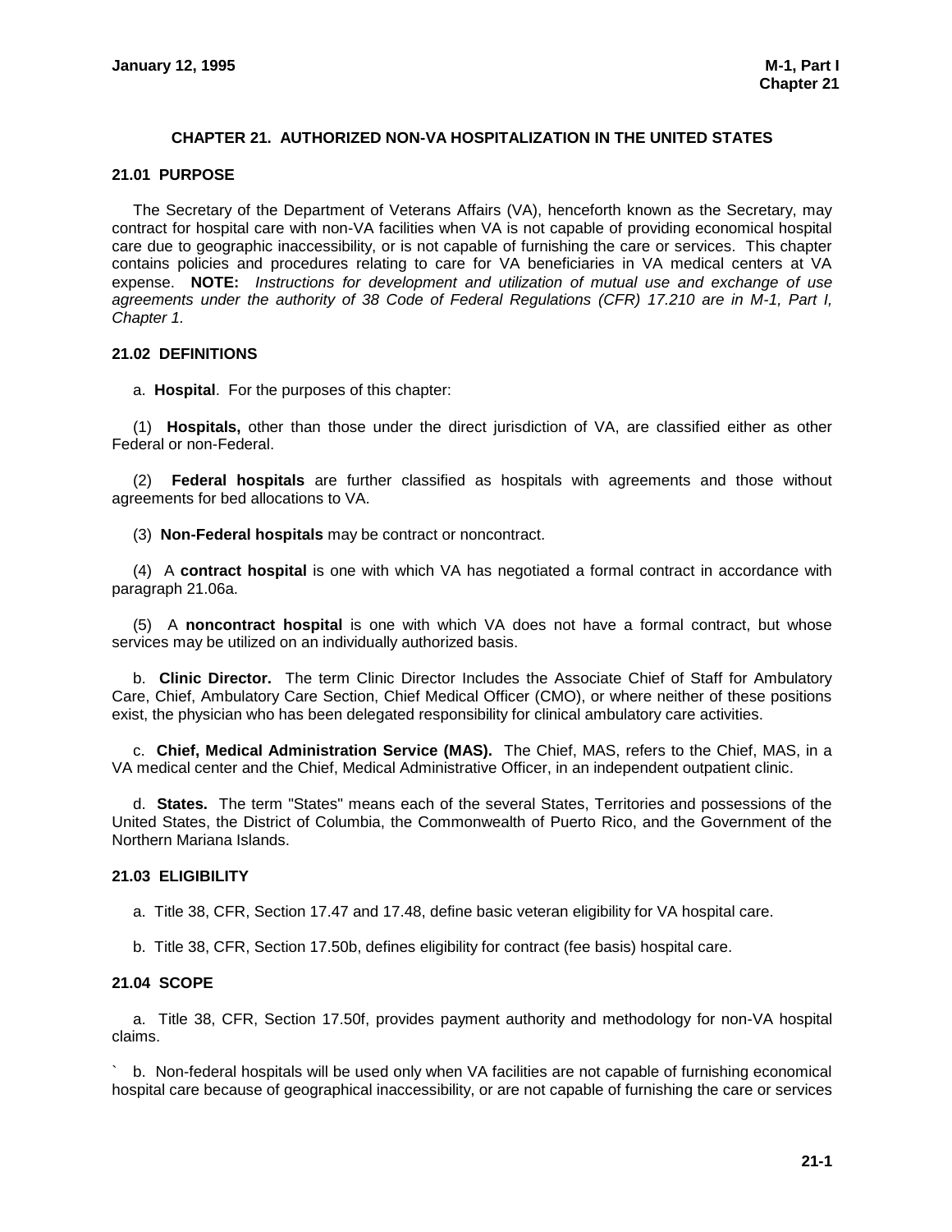# CHAPTER 21. AUTHORIZED NON-VA HOSPITALIZATION IN THE UNITED STATES

## 21.01 PURPOSE

The Secretary of the Department of Veterans Affairs (VA), henceforth known as the Secretary, may contract for hospital care with non-VA facilities when VA is not capable of providing economical hospital care due to geographic inaccessibility, or is not capable of furnishing the care or services. This chapter contains policies and procedures relating to care for VA beneficiaries in VA medical centers at VA expense. **NOTE:** *Instructions for development and utilization of mutual use and exchange of use agreements under the authority of 38 Code of Federal Regulations (CFR) 17.210 are in M-1, Part I, Chapter 1.*

## 21.02 DEFINITIONS

a. **Hospital**. For the purposes of this chapter:

(1) **Hospitals,** other than those under the direct jurisdiction of VA, are classified either as other Federal or non-Federal.

(2) **Federal hospitals** are further classified as hospitals with agreements and those without agreements for bed allocations to VA.

(3) **Non-Federal hospitals** may be contract or noncontract.

(4) A **contract hospital** is one with which VA has negotiated a formal contract in accordance with paragraph 21.06a.

(5) A **noncontract hospital** is one with which VA does not have a formal contract, but whose services may be utilized on an individually authorized basis.

b. **Clinic Director.** The term Clinic Director Includes the Associate Chief of Staff for Ambulatory Care, Chief, Ambulatory Care Section, Chief Medical Officer (CMO), or where neither of these positions exist, the physician who has been delegated responsibility for clinical ambulatory care activities.

c. **Chief, Medical Administration Service (MAS).** The Chief, MAS, refers to the Chief, MAS, in a VA medical center and the Chief, Medical Administrative Officer, in an independent outpatient clinic.

d. **States.** The term "States" means each of the several States, Territories and possessions of the United States, the District of Columbia, the Commonwealth of Puerto Rico, and the Government of the Northern Mariana Islands.

## 21.03 ELIGIBILITY

a. Title 38, CFR, Section 17.47 and 17.48, define basic veteran eligibility for VA hospital care.

b. Title 38, CFR, Section 17.50b, defines eligibility for contract (fee basis) hospital care.

## 21.04 SCOPE

a. Title 38, CFR, Section 17.50f, provides payment authority and methodology for non-VA hospital claims.

` b. Non-federal hospitals will be used only when VA facilities are not capable of furnishing economical hospital care because of geographical inaccessibility, or are not capable of furnishing the care or services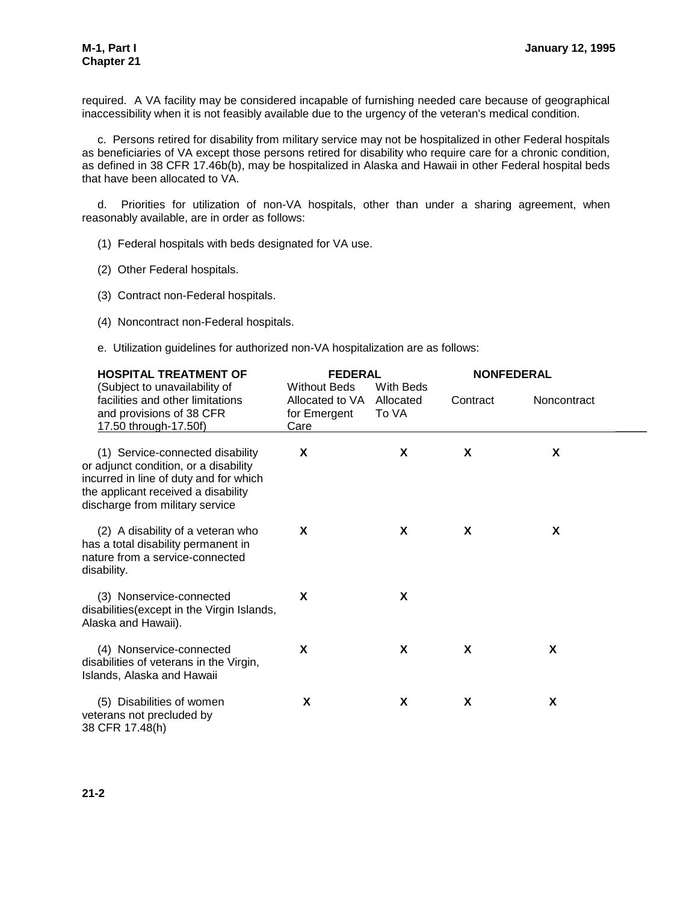required. A VA facility may be considered incapable of furnishing needed care because of geographical inaccessibility when it is not feasibly available due to the urgency of the veteran's medical condition.

c. Persons retired for disability from military service may not be hospitalized in other Federal hospitals as beneficiaries of VA except those persons retired for disability who require care for a chronic condition, as defined in 38 CFR 17.46b(b), may be hospitalized in Alaska and Hawaii in other Federal hospital beds that have been allocated to VA.

d. Priorities for utilization of non-VA hospitals, other than under a sharing agreement, when reasonably available, are in order as follows:

(1) Federal hospitals with beds designated for VA use.

(2) Other Federal hospitals.

(3) Contract non-Federal hospitals.

(4) Noncontract non-Federal hospitals.

e. Utilization guidelines for authorized non-VA hospitalization are as follows:

| **HOSPITAL TREATMENT OF** | **FEDERAL** | | **NONFEDERAL** | |
|---|---|---|---|---|
| (Subject to unavailability of facilities and other limitations and provisions of 38 CFR 17.50 through-17.50f) | Without Beds Allocated to VA for Emergent Care | With Beds Allocated To VA | Contract | Noncontract |
| (1) Service-connected disability or adjunct condition, or a disability incurred in line of duty and for which the applicant received a disability discharge from military service | **X** | **X** | **X** | **X** |
| (2) A disability of a veteran who has a total disability permanent in nature from a service-connected disability. | **X** | **X** | **X** | **X** |
| (3) Nonservice-connected disabilities(except in the Virgin Islands, Alaska and Hawaii). | **X** | **X** | | |
| (4) Nonservice-connected disabilities of veterans in the Virgin, Islands, Alaska and Hawaii | **X** | **X** | **X** | **X** |
| (5) Disabilities of women veterans not precluded by 38 CFR 17.48(h) | **X** | **X** | **X** | **X** |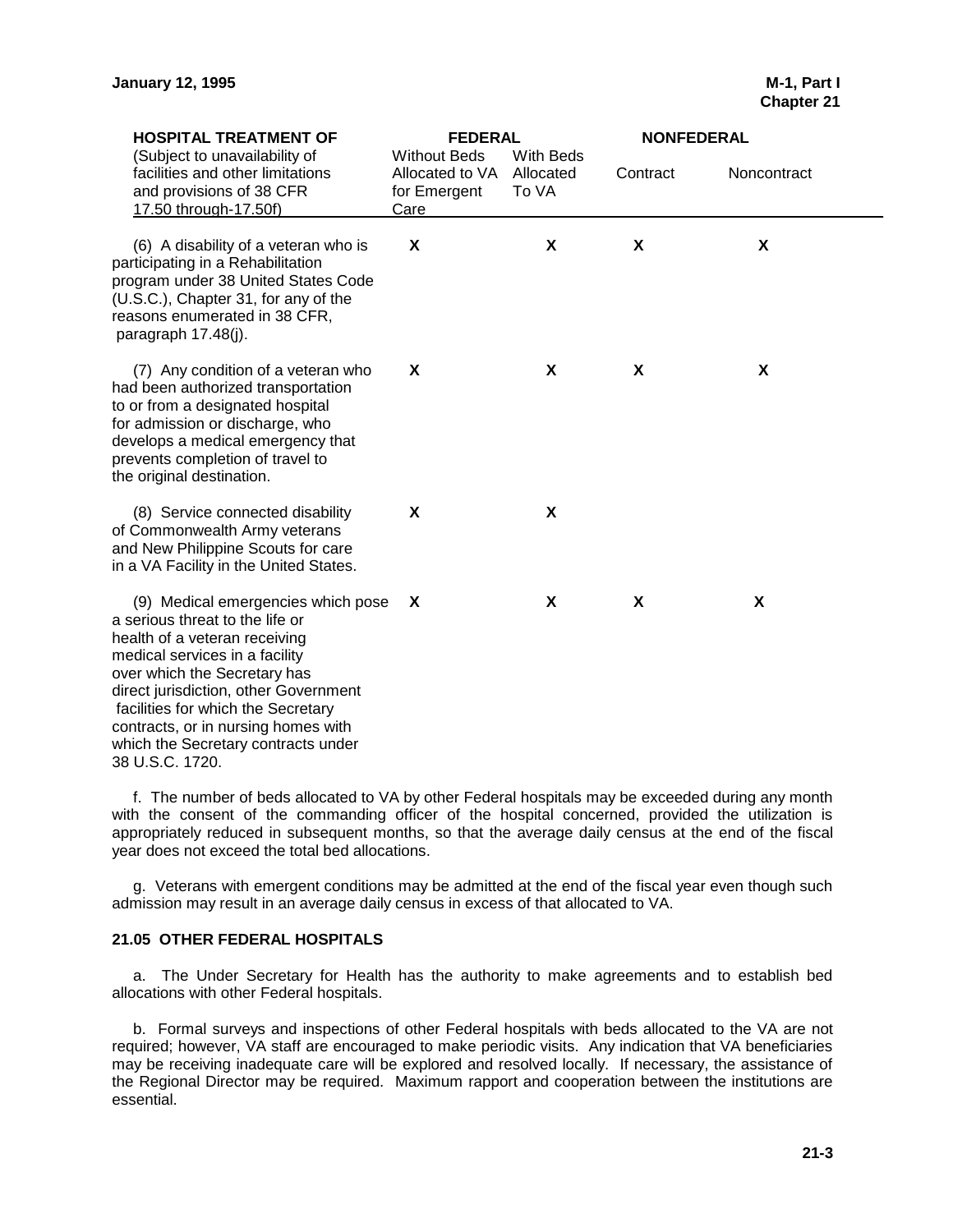| HOSPITAL TREATMENT OF (Subject to unavailability of facilities and other limitations and provisions of 38 CFR 17.50 through-17.50f) | FEDERAL | | NONFEDERAL | |
|---|---|---|---|---|
| | Without Beds Allocated to VA for Emergent Care | With Beds Allocated To VA | Contract | Noncontract |
| (6) A disability of a veteran who is participating in a Rehabilitation program under 38 United States Code (U.S.C.), Chapter 31, for any of the reasons enumerated in 38 CFR, paragraph 17.48(j). | X | X | X | X |
| (7) Any condition of a veteran who had been authorized transportation to or from a designated hospital for admission or discharge, who develops a medical emergency that prevents completion of travel to the original destination. | X | X | X | X |
| (8) Service connected disability of Commonwealth Army veterans and New Philippine Scouts for care in a VA Facility in the United States. | X | X | | |
| (9) Medical emergencies which pose a serious threat to the life or health of a veteran receiving medical services in a facility over which the Secretary has direct jurisdiction, other Government facilities for which the Secretary contracts, or in nursing homes with which the Secretary contracts under 38 U.S.C. 1720. | X | X | X | X |

f. The number of beds allocated to VA by other Federal hospitals may be exceeded during any month with the consent of the commanding officer of the hospital concerned, provided the utilization is appropriately reduced in subsequent months, so that the average daily census at the end of the fiscal year does not exceed the total bed allocations.

g. Veterans with emergent conditions may be admitted at the end of the fiscal year even though such admission may result in an average daily census in excess of that allocated to VA.

**21.05 OTHER FEDERAL HOSPITALS**

a. The Under Secretary for Health has the authority to make agreements and to establish bed allocations with other Federal hospitals.

b. Formal surveys and inspections of other Federal hospitals with beds allocated to the VA are not required; however, VA staff are encouraged to make periodic visits. Any indication that VA beneficiaries may be receiving inadequate care will be explored and resolved locally. If necessary, the assistance of the Regional Director may be required. Maximum rapport and cooperation between the institutions are essential.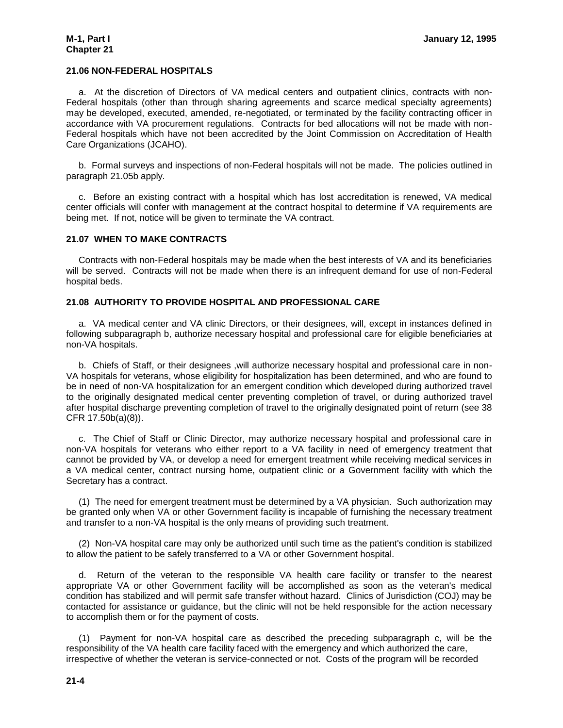### 21.06 NON-FEDERAL HOSPITALS

a. At the discretion of Directors of VA medical centers and outpatient clinics, contracts with non-Federal hospitals (other than through sharing agreements and scarce medical specialty agreements) may be developed, executed, amended, re-negotiated, or terminated by the facility contracting officer in accordance with VA procurement regulations. Contracts for bed allocations will not be made with non-Federal hospitals which have not been accredited by the Joint Commission on Accreditation of Health Care Organizations (JCAHO).

b. Formal surveys and inspections of non-Federal hospitals will not be made. The policies outlined in paragraph 21.05b apply.

c. Before an existing contract with a hospital which has lost accreditation is renewed, VA medical center officials will confer with management at the contract hospital to determine if VA requirements are being met. If not, notice will be given to terminate the VA contract.

### 21.07 WHEN TO MAKE CONTRACTS

Contracts with non-Federal hospitals may be made when the best interests of VA and its beneficiaries will be served. Contracts will not be made when there is an infrequent demand for use of non-Federal hospital beds.

### 21.08 AUTHORITY TO PROVIDE HOSPITAL AND PROFESSIONAL CARE

a. VA medical center and VA clinic Directors, or their designees, will, except in instances defined in following subparagraph b, authorize necessary hospital and professional care for eligible beneficiaries at non-VA hospitals.

b. Chiefs of Staff, or their designees ,will authorize necessary hospital and professional care in non-VA hospitals for veterans, whose eligibility for hospitalization has been determined, and who are found to be in need of non-VA hospitalization for an emergent condition which developed during authorized travel to the originally designated medical center preventing completion of travel, or during authorized travel after hospital discharge preventing completion of travel to the originally designated point of return (see 38 CFR 17.50b(a)(8)).

c. The Chief of Staff or Clinic Director, may authorize necessary hospital and professional care in non-VA hospitals for veterans who either report to a VA facility in need of emergency treatment that cannot be provided by VA, or develop a need for emergent treatment while receiving medical services in a VA medical center, contract nursing home, outpatient clinic or a Government facility with which the Secretary has a contract.

(1) The need for emergent treatment must be determined by a VA physician. Such authorization may be granted only when VA or other Government facility is incapable of furnishing the necessary treatment and transfer to a non-VA hospital is the only means of providing such treatment.

(2) Non-VA hospital care may only be authorized until such time as the patient's condition is stabilized to allow the patient to be safely transferred to a VA or other Government hospital.

d. Return of the veteran to the responsible VA health care facility or transfer to the nearest appropriate VA or other Government facility will be accomplished as soon as the veteran's medical condition has stabilized and will permit safe transfer without hazard. Clinics of Jurisdiction (COJ) may be contacted for assistance or guidance, but the clinic will not be held responsible for the action necessary to accomplish them or for the payment of costs.

(1) Payment for non-VA hospital care as described the preceding subparagraph c, will be the responsibility of the VA health care facility faced with the emergency and which authorized the care, irrespective of whether the veteran is service-connected or not. Costs of the program will be recorded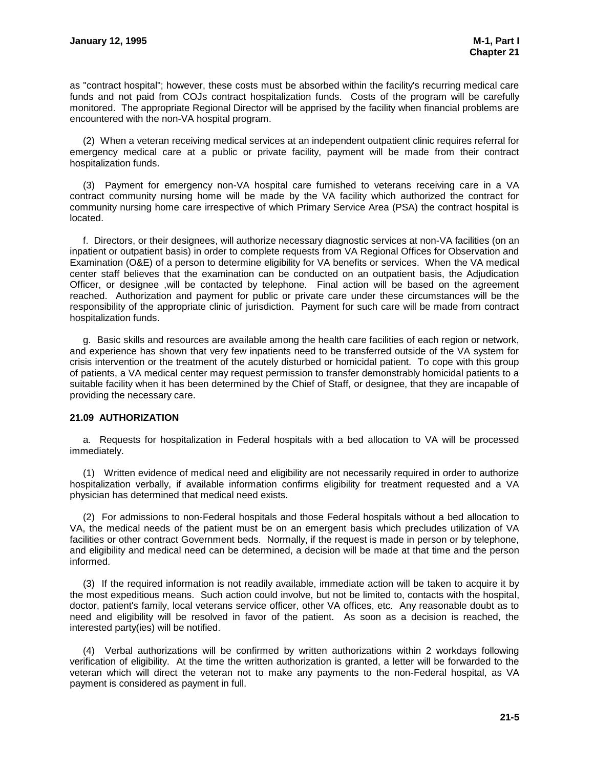as "contract hospital"; however, these costs must be absorbed within the facility's recurring medical care funds and not paid from COJs contract hospitalization funds. Costs of the program will be carefully monitored. The appropriate Regional Director will be apprised by the facility when financial problems are encountered with the non-VA hospital program.

(2) When a veteran receiving medical services at an independent outpatient clinic requires referral for emergency medical care at a public or private facility, payment will be made from their contract hospitalization funds.

(3) Payment for emergency non-VA hospital care furnished to veterans receiving care in a VA contract community nursing home will be made by the VA facility which authorized the contract for community nursing home care irrespective of which Primary Service Area (PSA) the contract hospital is located.

f. Directors, or their designees, will authorize necessary diagnostic services at non-VA facilities (on an inpatient or outpatient basis) in order to complete requests from VA Regional Offices for Observation and Examination (O&E) of a person to determine eligibility for VA benefits or services. When the VA medical center staff believes that the examination can be conducted on an outpatient basis, the Adjudication Officer, or designee ,will be contacted by telephone. Final action will be based on the agreement reached. Authorization and payment for public or private care under these circumstances will be the responsibility of the appropriate clinic of jurisdiction. Payment for such care will be made from contract hospitalization funds.

g. Basic skills and resources are available among the health care facilities of each region or network, and experience has shown that very few inpatients need to be transferred outside of the VA system for crisis intervention or the treatment of the acutely disturbed or homicidal patient. To cope with this group of patients, a VA medical center may request permission to transfer demonstrably homicidal patients to a suitable facility when it has been determined by the Chief of Staff, or designee, that they are incapable of providing the necessary care.

## 21.09 AUTHORIZATION

a. Requests for hospitalization in Federal hospitals with a bed allocation to VA will be processed immediately.

(1) Written evidence of medical need and eligibility are not necessarily required in order to authorize hospitalization verbally, if available information confirms eligibility for treatment requested and a VA physician has determined that medical need exists.

(2) For admissions to non-Federal hospitals and those Federal hospitals without a bed allocation to VA, the medical needs of the patient must be on an emergent basis which precludes utilization of VA facilities or other contract Government beds. Normally, if the request is made in person or by telephone, and eligibility and medical need can be determined, a decision will be made at that time and the person informed.

(3) If the required information is not readily available, immediate action will be taken to acquire it by the most expeditious means. Such action could involve, but not be limited to, contacts with the hospital, doctor, patient's family, local veterans service officer, other VA offices, etc. Any reasonable doubt as to need and eligibility will be resolved in favor of the patient. As soon as a decision is reached, the interested party(ies) will be notified.

(4) Verbal authorizations will be confirmed by written authorizations within 2 workdays following verification of eligibility. At the time the written authorization is granted, a letter will be forwarded to the veteran which will direct the veteran not to make any payments to the non-Federal hospital, as VA payment is considered as payment in full.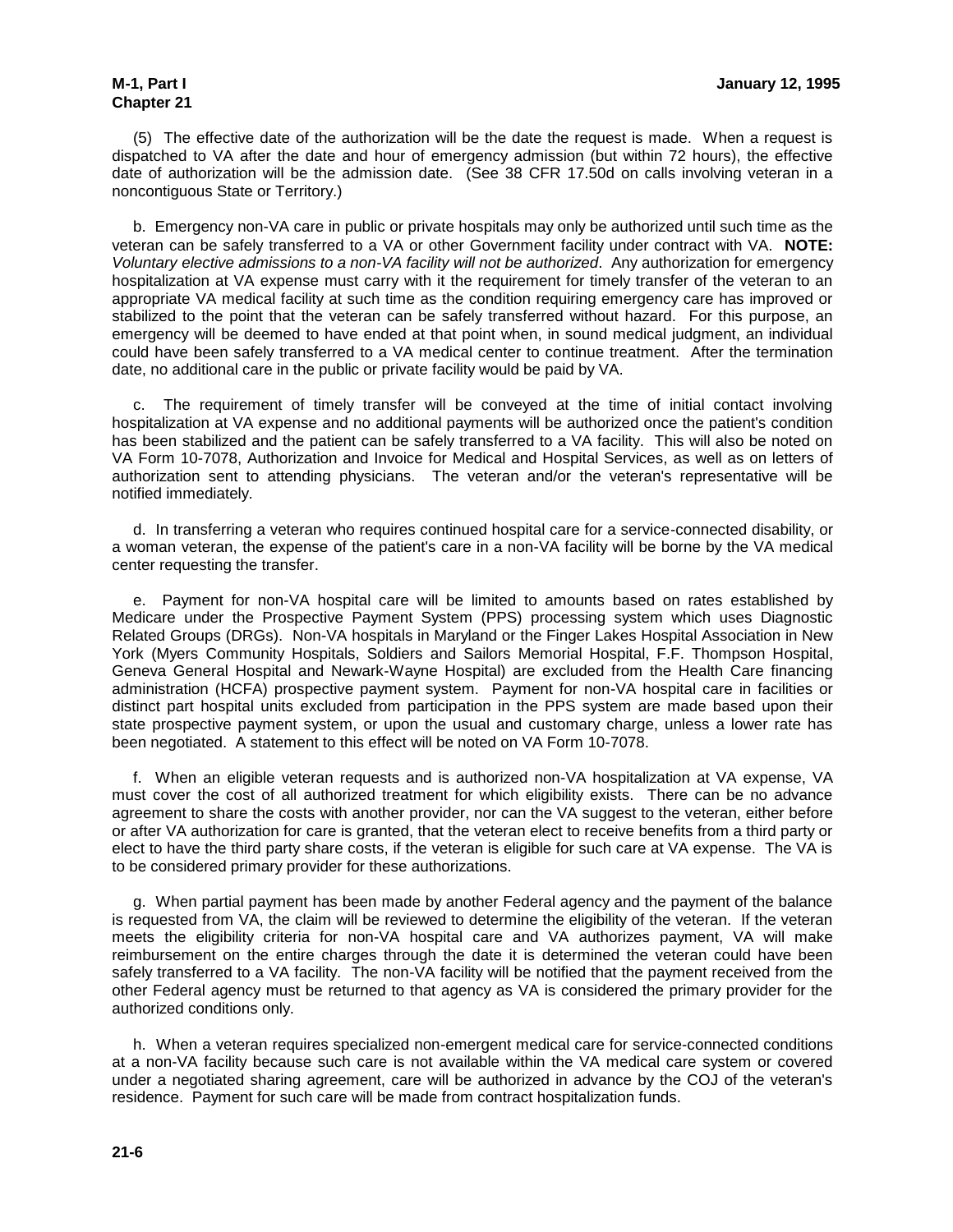(5) The effective date of the authorization will be the date the request is made. When a request is dispatched to VA after the date and hour of emergency admission (but within 72 hours), the effective date of authorization will be the admission date. (See 38 CFR 17.50d on calls involving veteran in a noncontiguous State or Territory.)

b. Emergency non-VA care in public or private hospitals may only be authorized until such time as the veteran can be safely transferred to a VA or other Government facility under contract with VA. **NOTE:** *Voluntary elective admissions to a non-VA facility will not be authorized*. Any authorization for emergency hospitalization at VA expense must carry with it the requirement for timely transfer of the veteran to an appropriate VA medical facility at such time as the condition requiring emergency care has improved or stabilized to the point that the veteran can be safely transferred without hazard. For this purpose, an emergency will be deemed to have ended at that point when, in sound medical judgment, an individual could have been safely transferred to a VA medical center to continue treatment. After the termination date, no additional care in the public or private facility would be paid by VA.

c. The requirement of timely transfer will be conveyed at the time of initial contact involving hospitalization at VA expense and no additional payments will be authorized once the patient's condition has been stabilized and the patient can be safely transferred to a VA facility. This will also be noted on VA Form 10-7078, Authorization and Invoice for Medical and Hospital Services, as well as on letters of authorization sent to attending physicians. The veteran and/or the veteran's representative will be notified immediately.

d. In transferring a veteran who requires continued hospital care for a service-connected disability, or a woman veteran, the expense of the patient's care in a non-VA facility will be borne by the VA medical center requesting the transfer.

e. Payment for non-VA hospital care will be limited to amounts based on rates established by Medicare under the Prospective Payment System (PPS) processing system which uses Diagnostic Related Groups (DRGs). Non-VA hospitals in Maryland or the Finger Lakes Hospital Association in New York (Myers Community Hospitals, Soldiers and Sailors Memorial Hospital, F.F. Thompson Hospital, Geneva General Hospital and Newark-Wayne Hospital) are excluded from the Health Care financing administration (HCFA) prospective payment system. Payment for non-VA hospital care in facilities or distinct part hospital units excluded from participation in the PPS system are made based upon their state prospective payment system, or upon the usual and customary charge, unless a lower rate has been negotiated. A statement to this effect will be noted on VA Form 10-7078.

f. When an eligible veteran requests and is authorized non-VA hospitalization at VA expense, VA must cover the cost of all authorized treatment for which eligibility exists. There can be no advance agreement to share the costs with another provider, nor can the VA suggest to the veteran, either before or after VA authorization for care is granted, that the veteran elect to receive benefits from a third party or elect to have the third party share costs, if the veteran is eligible for such care at VA expense. The VA is to be considered primary provider for these authorizations.

g. When partial payment has been made by another Federal agency and the payment of the balance is requested from VA, the claim will be reviewed to determine the eligibility of the veteran. If the veteran meets the eligibility criteria for non-VA hospital care and VA authorizes payment, VA will make reimbursement on the entire charges through the date it is determined the veteran could have been safely transferred to a VA facility. The non-VA facility will be notified that the payment received from the other Federal agency must be returned to that agency as VA is considered the primary provider for the authorized conditions only.

h. When a veteran requires specialized non-emergent medical care for service-connected conditions at a non-VA facility because such care is not available within the VA medical care system or covered under a negotiated sharing agreement, care will be authorized in advance by the COJ of the veteran's residence. Payment for such care will be made from contract hospitalization funds.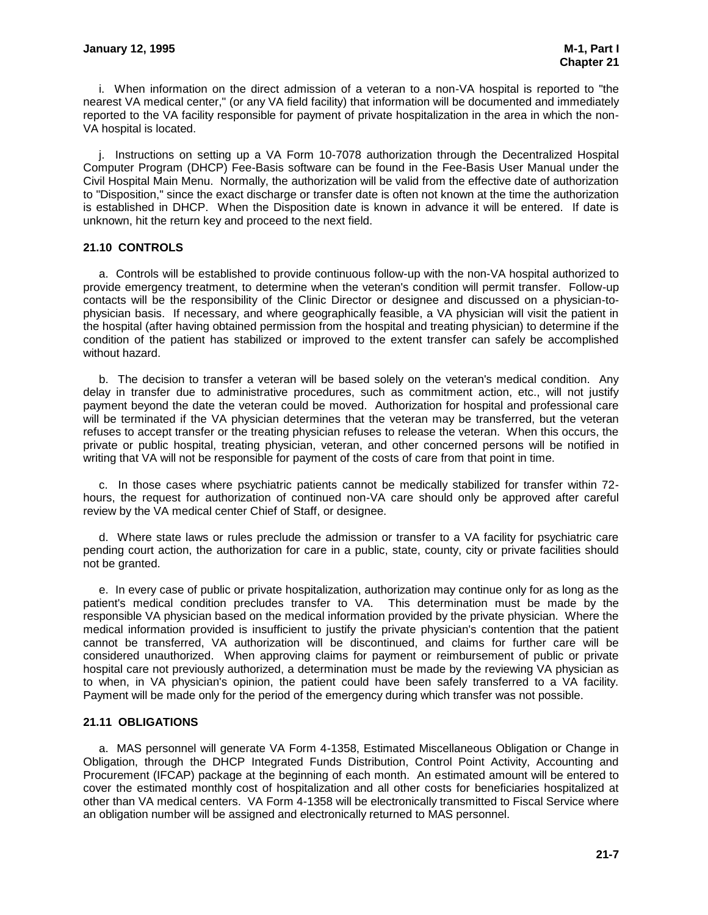i. When information on the direct admission of a veteran to a non-VA hospital is reported to "the nearest VA medical center," (or any VA field facility) that information will be documented and immediately reported to the VA facility responsible for payment of private hospitalization in the area in which the non-VA hospital is located.

j. Instructions on setting up a VA Form 10-7078 authorization through the Decentralized Hospital Computer Program (DHCP) Fee-Basis software can be found in the Fee-Basis User Manual under the Civil Hospital Main Menu. Normally, the authorization will be valid from the effective date of authorization to "Disposition," since the exact discharge or transfer date is often not known at the time the authorization is established in DHCP. When the Disposition date is known in advance it will be entered. If date is unknown, hit the return key and proceed to the next field.

### 21.10 CONTROLS

a. Controls will be established to provide continuous follow-up with the non-VA hospital authorized to provide emergency treatment, to determine when the veteran's condition will permit transfer. Follow-up contacts will be the responsibility of the Clinic Director or designee and discussed on a physician-to-physician basis. If necessary, and where geographically feasible, a VA physician will visit the patient in the hospital (after having obtained permission from the hospital and treating physician) to determine if the condition of the patient has stabilized or improved to the extent transfer can safely be accomplished without hazard.

b. The decision to transfer a veteran will be based solely on the veteran's medical condition. Any delay in transfer due to administrative procedures, such as commitment action, etc., will not justify payment beyond the date the veteran could be moved. Authorization for hospital and professional care will be terminated if the VA physician determines that the veteran may be transferred, but the veteran refuses to accept transfer or the treating physician refuses to release the veteran. When this occurs, the private or public hospital, treating physician, veteran, and other concerned persons will be notified in writing that VA will not be responsible for payment of the costs of care from that point in time.

c. In those cases where psychiatric patients cannot be medically stabilized for transfer within 72-hours, the request for authorization of continued non-VA care should only be approved after careful review by the VA medical center Chief of Staff, or designee.

d. Where state laws or rules preclude the admission or transfer to a VA facility for psychiatric care pending court action, the authorization for care in a public, state, county, city or private facilities should not be granted.

e. In every case of public or private hospitalization, authorization may continue only for as long as the patient's medical condition precludes transfer to VA. This determination must be made by the responsible VA physician based on the medical information provided by the private physician. Where the medical information provided is insufficient to justify the private physician's contention that the patient cannot be transferred, VA authorization will be discontinued, and claims for further care will be considered unauthorized. When approving claims for payment or reimbursement of public or private hospital care not previously authorized, a determination must be made by the reviewing VA physician as to when, in VA physician's opinion, the patient could have been safely transferred to a VA facility. Payment will be made only for the period of the emergency during which transfer was not possible.

### 21.11 OBLIGATIONS

a. MAS personnel will generate VA Form 4-1358, Estimated Miscellaneous Obligation or Change in Obligation, through the DHCP Integrated Funds Distribution, Control Point Activity, Accounting and Procurement (IFCAP) package at the beginning of each month. An estimated amount will be entered to cover the estimated monthly cost of hospitalization and all other costs for beneficiaries hospitalized at other than VA medical centers. VA Form 4-1358 will be electronically transmitted to Fiscal Service where an obligation number will be assigned and electronically returned to MAS personnel.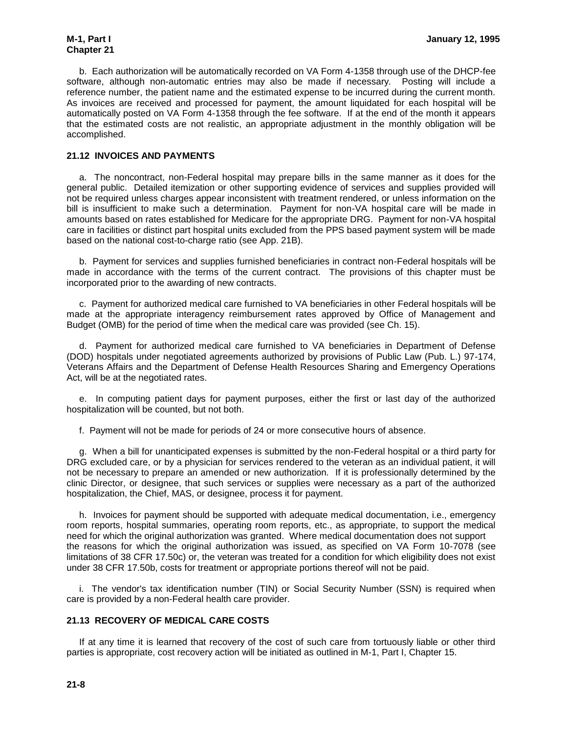b. Each authorization will be automatically recorded on VA Form 4-1358 through use of the DHCP-fee software, although non-automatic entries may also be made if necessary. Posting will include a reference number, the patient name and the estimated expense to be incurred during the current month. As invoices are received and processed for payment, the amount liquidated for each hospital will be automatically posted on VA Form 4-1358 through the fee software. If at the end of the month it appears that the estimated costs are not realistic, an appropriate adjustment in the monthly obligation will be accomplished.

### 21.12 INVOICES AND PAYMENTS

a. The noncontract, non-Federal hospital may prepare bills in the same manner as it does for the general public. Detailed itemization or other supporting evidence of services and supplies provided will not be required unless charges appear inconsistent with treatment rendered, or unless information on the bill is insufficient to make such a determination. Payment for non-VA hospital care will be made in amounts based on rates established for Medicare for the appropriate DRG. Payment for non-VA hospital care in facilities or distinct part hospital units excluded from the PPS based payment system will be made based on the national cost-to-charge ratio (see App. 21B).

b. Payment for services and supplies furnished beneficiaries in contract non-Federal hospitals will be made in accordance with the terms of the current contract. The provisions of this chapter must be incorporated prior to the awarding of new contracts.

c. Payment for authorized medical care furnished to VA beneficiaries in other Federal hospitals will be made at the appropriate interagency reimbursement rates approved by Office of Management and Budget (OMB) for the period of time when the medical care was provided (see Ch. 15).

d. Payment for authorized medical care furnished to VA beneficiaries in Department of Defense (DOD) hospitals under negotiated agreements authorized by provisions of Public Law (Pub. L.) 97-174, Veterans Affairs and the Department of Defense Health Resources Sharing and Emergency Operations Act, will be at the negotiated rates.

e. In computing patient days for payment purposes, either the first or last day of the authorized hospitalization will be counted, but not both.

f. Payment will not be made for periods of 24 or more consecutive hours of absence.

g. When a bill for unanticipated expenses is submitted by the non-Federal hospital or a third party for DRG excluded care, or by a physician for services rendered to the veteran as an individual patient, it will not be necessary to prepare an amended or new authorization. If it is professionally determined by the clinic Director, or designee, that such services or supplies were necessary as a part of the authorized hospitalization, the Chief, MAS, or designee, process it for payment.

h. Invoices for payment should be supported with adequate medical documentation, i.e., emergency room reports, hospital summaries, operating room reports, etc., as appropriate, to support the medical need for which the original authorization was granted. Where medical documentation does not support the reasons for which the original authorization was issued, as specified on VA Form 10-7078 (see limitations of 38 CFR 17.50c) or, the veteran was treated for a condition for which eligibility does not exist under 38 CFR 17.50b, costs for treatment or appropriate portions thereof will not be paid.

i. The vendor's tax identification number (TIN) or Social Security Number (SSN) is required when care is provided by a non-Federal health care provider.

### 21.13 RECOVERY OF MEDICAL CARE COSTS

If at any time it is learned that recovery of the cost of such care from tortuously liable or other third parties is appropriate, cost recovery action will be initiated as outlined in M-1, Part I, Chapter 15.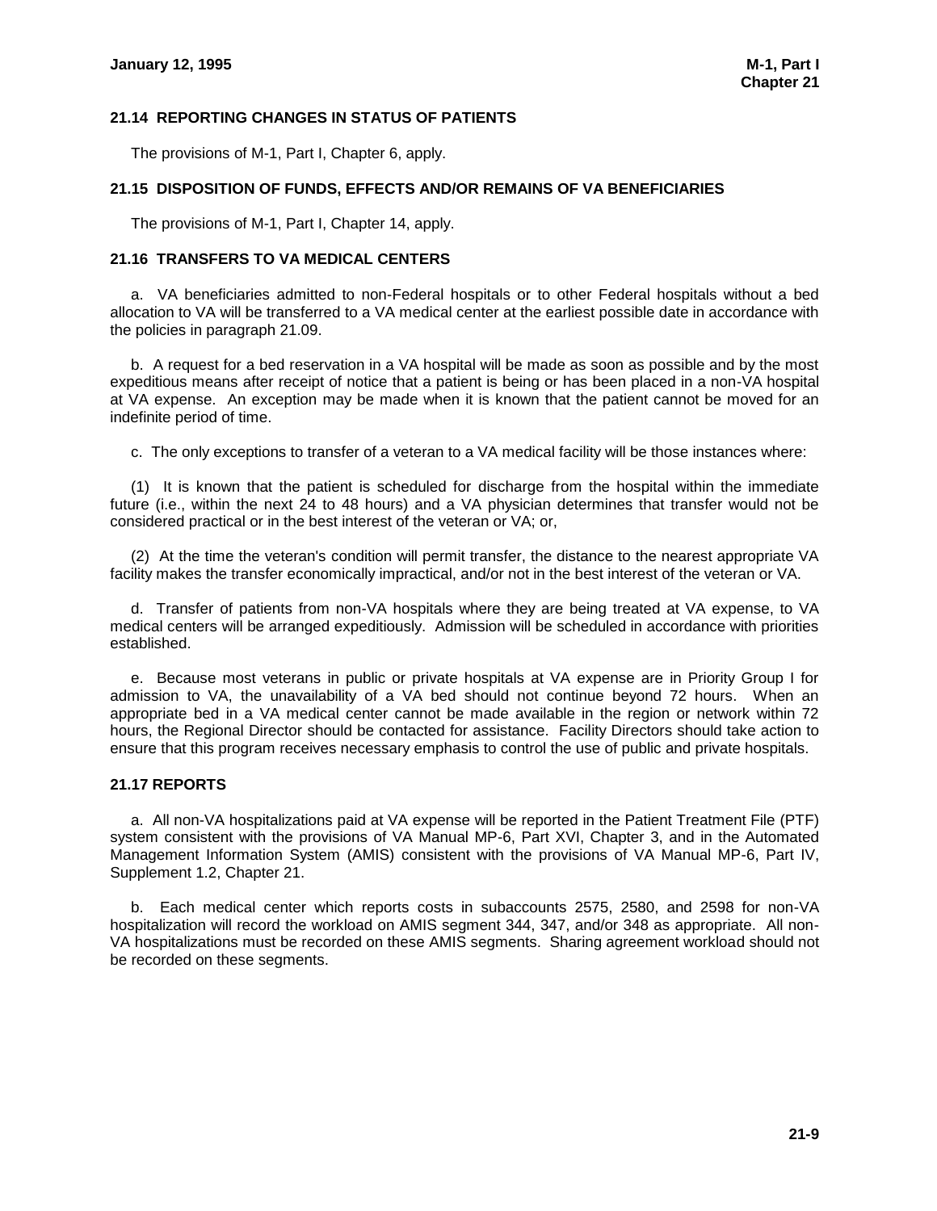### 21.14 REPORTING CHANGES IN STATUS OF PATIENTS

The provisions of M-1, Part I, Chapter 6, apply.

### 21.15 DISPOSITION OF FUNDS, EFFECTS AND/OR REMAINS OF VA BENEFICIARIES

The provisions of M-1, Part I, Chapter 14, apply.

### 21.16 TRANSFERS TO VA MEDICAL CENTERS

a. VA beneficiaries admitted to non-Federal hospitals or to other Federal hospitals without a bed allocation to VA will be transferred to a VA medical center at the earliest possible date in accordance with the policies in paragraph 21.09.

b. A request for a bed reservation in a VA hospital will be made as soon as possible and by the most expeditious means after receipt of notice that a patient is being or has been placed in a non-VA hospital at VA expense. An exception may be made when it is known that the patient cannot be moved for an indefinite period of time.

c. The only exceptions to transfer of a veteran to a VA medical facility will be those instances where:

(1) It is known that the patient is scheduled for discharge from the hospital within the immediate future (i.e., within the next 24 to 48 hours) and a VA physician determines that transfer would not be considered practical or in the best interest of the veteran or VA; or,

(2) At the time the veteran's condition will permit transfer, the distance to the nearest appropriate VA facility makes the transfer economically impractical, and/or not in the best interest of the veteran or VA.

d. Transfer of patients from non-VA hospitals where they are being treated at VA expense, to VA medical centers will be arranged expeditiously. Admission will be scheduled in accordance with priorities established.

e. Because most veterans in public or private hospitals at VA expense are in Priority Group I for admission to VA, the unavailability of a VA bed should not continue beyond 72 hours. When an appropriate bed in a VA medical center cannot be made available in the region or network within 72 hours, the Regional Director should be contacted for assistance. Facility Directors should take action to ensure that this program receives necessary emphasis to control the use of public and private hospitals.

### 21.17 REPORTS

a. All non-VA hospitalizations paid at VA expense will be reported in the Patient Treatment File (PTF) system consistent with the provisions of VA Manual MP-6, Part XVI, Chapter 3, and in the Automated Management Information System (AMIS) consistent with the provisions of VA Manual MP-6, Part IV, Supplement 1.2, Chapter 21.

b. Each medical center which reports costs in subaccounts 2575, 2580, and 2598 for non-VA hospitalization will record the workload on AMIS segment 344, 347, and/or 348 as appropriate. All non-VA hospitalizations must be recorded on these AMIS segments. Sharing agreement workload should not be recorded on these segments.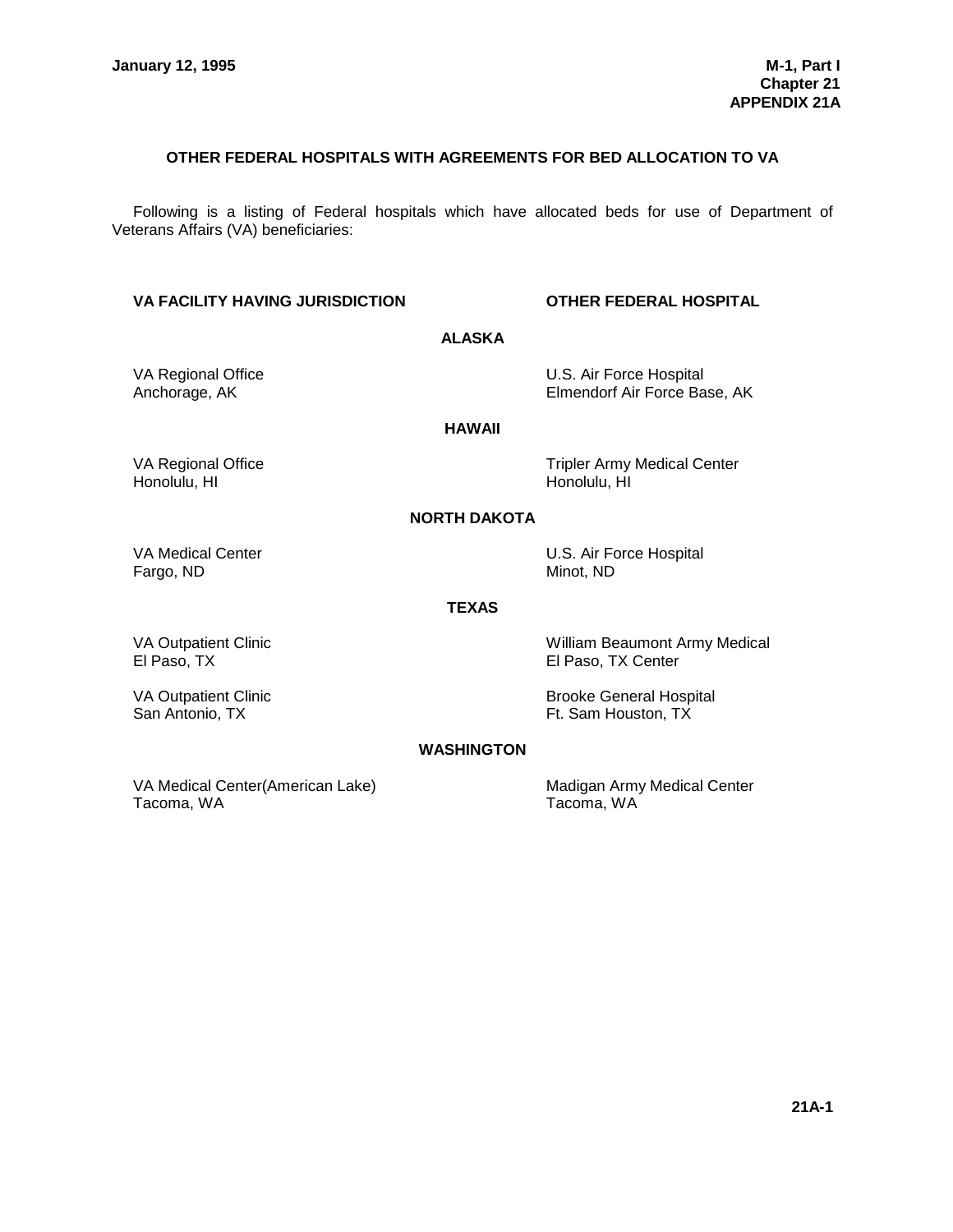## OTHER FEDERAL HOSPITALS WITH AGREEMENTS FOR BED ALLOCATION TO VA

Following is a listing of Federal hospitals which have allocated beds for use of Department of Veterans Affairs (VA) beneficiaries:

| VA FACILITY HAVING JURISDICTION | OTHER FEDERAL HOSPITAL |
|---|---|
| **ALASKA** | |
| VA Regional Office<br>Anchorage, AK | U.S. Air Force Hospital<br>Elmendorf Air Force Base, AK |
| **HAWAII** | |
| VA Regional Office<br>Honolulu, HI | Tripler Army Medical Center<br>Honolulu, HI |
| **NORTH DAKOTA** | |
| VA Medical Center<br>Fargo, ND | U.S. Air Force Hospital<br>Minot, ND |
| **TEXAS** | |
| VA Outpatient Clinic<br>El Paso, TX | William Beaumont Army Medical<br>El Paso, TX Center |
| VA Outpatient Clinic<br>San Antonio, TX | Brooke General Hospital<br>Ft. Sam Houston, TX |
| **WASHINGTON** | |
| VA Medical Center(American Lake)<br>Tacoma, WA | Madigan Army Medical Center<br>Tacoma, WA |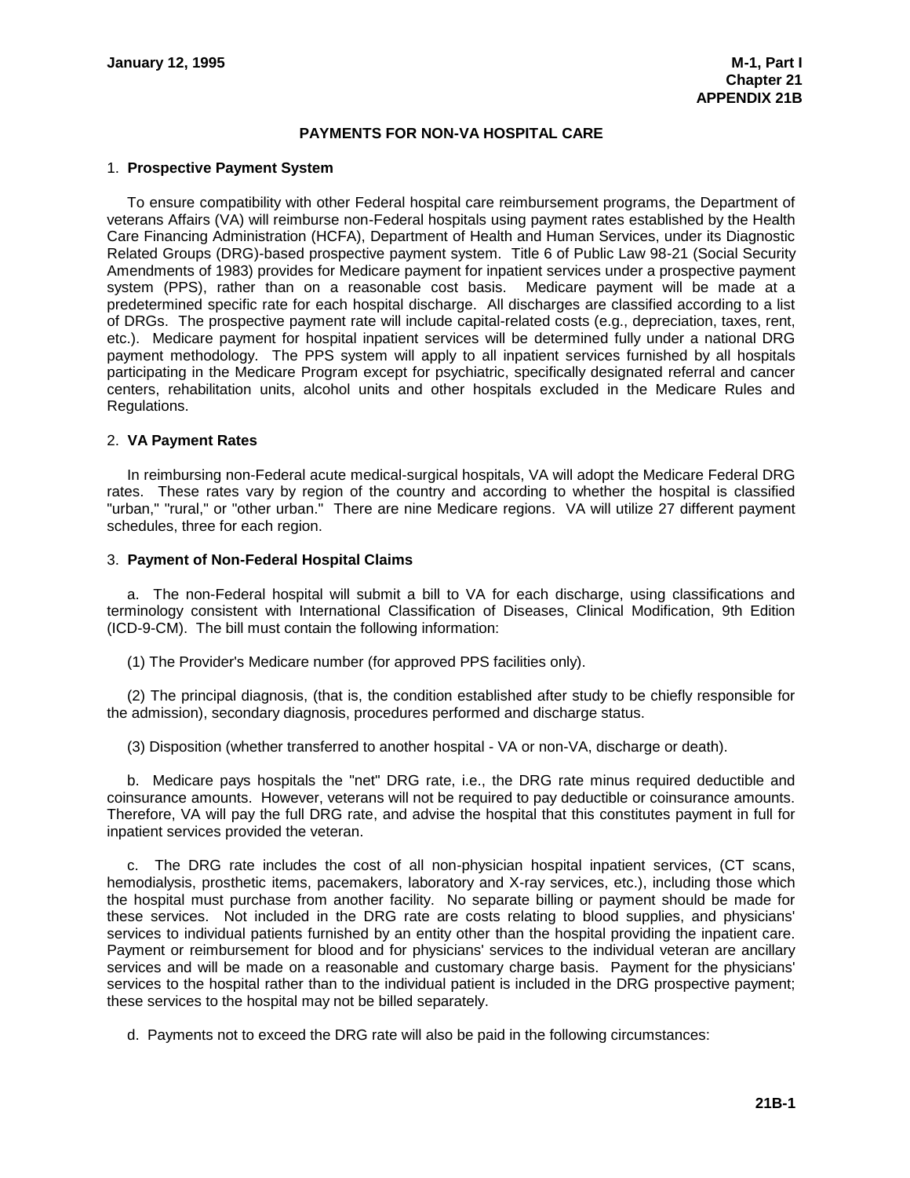## PAYMENTS FOR NON-VA HOSPITAL CARE

### 1. **Prospective Payment System**

To ensure compatibility with other Federal hospital care reimbursement programs, the Department of veterans Affairs (VA) will reimburse non-Federal hospitals using payment rates established by the Health Care Financing Administration (HCFA), Department of Health and Human Services, under its Diagnostic Related Groups (DRG)-based prospective payment system. Title 6 of Public Law 98-21 (Social Security Amendments of 1983) provides for Medicare payment for inpatient services under a prospective payment system (PPS), rather than on a reasonable cost basis. Medicare payment will be made at a predetermined specific rate for each hospital discharge. All discharges are classified according to a list of DRGs. The prospective payment rate will include capital-related costs (e.g., depreciation, taxes, rent, etc.). Medicare payment for hospital inpatient services will be determined fully under a national DRG payment methodology. The PPS system will apply to all inpatient services furnished by all hospitals participating in the Medicare Program except for psychiatric, specifically designated referral and cancer centers, rehabilitation units, alcohol units and other hospitals excluded in the Medicare Rules and Regulations.

### 2. **VA Payment Rates**

In reimbursing non-Federal acute medical-surgical hospitals, VA will adopt the Medicare Federal DRG rates. These rates vary by region of the country and according to whether the hospital is classified "urban," "rural," or "other urban." There are nine Medicare regions. VA will utilize 27 different payment schedules, three for each region.

### 3. **Payment of Non-Federal Hospital Claims**

a. The non-Federal hospital will submit a bill to VA for each discharge, using classifications and terminology consistent with International Classification of Diseases, Clinical Modification, 9th Edition (ICD-9-CM). The bill must contain the following information:

(1) The Provider's Medicare number (for approved PPS facilities only).

(2) The principal diagnosis, (that is, the condition established after study to be chiefly responsible for the admission), secondary diagnosis, procedures performed and discharge status.

(3) Disposition (whether transferred to another hospital - VA or non-VA, discharge or death).

b. Medicare pays hospitals the "net" DRG rate, i.e., the DRG rate minus required deductible and coinsurance amounts. However, veterans will not be required to pay deductible or coinsurance amounts. Therefore, VA will pay the full DRG rate, and advise the hospital that this constitutes payment in full for inpatient services provided the veteran.

c. The DRG rate includes the cost of all non-physician hospital inpatient services, (CT scans, hemodialysis, prosthetic items, pacemakers, laboratory and X-ray services, etc.), including those which the hospital must purchase from another facility. No separate billing or payment should be made for these services. Not included in the DRG rate are costs relating to blood supplies, and physicians' services to individual patients furnished by an entity other than the hospital providing the inpatient care. Payment or reimbursement for blood and for physicians' services to the individual veteran are ancillary services and will be made on a reasonable and customary charge basis. Payment for the physicians' services to the hospital rather than to the individual patient is included in the DRG prospective payment; these services to the hospital may not be billed separately.

d. Payments not to exceed the DRG rate will also be paid in the following circumstances: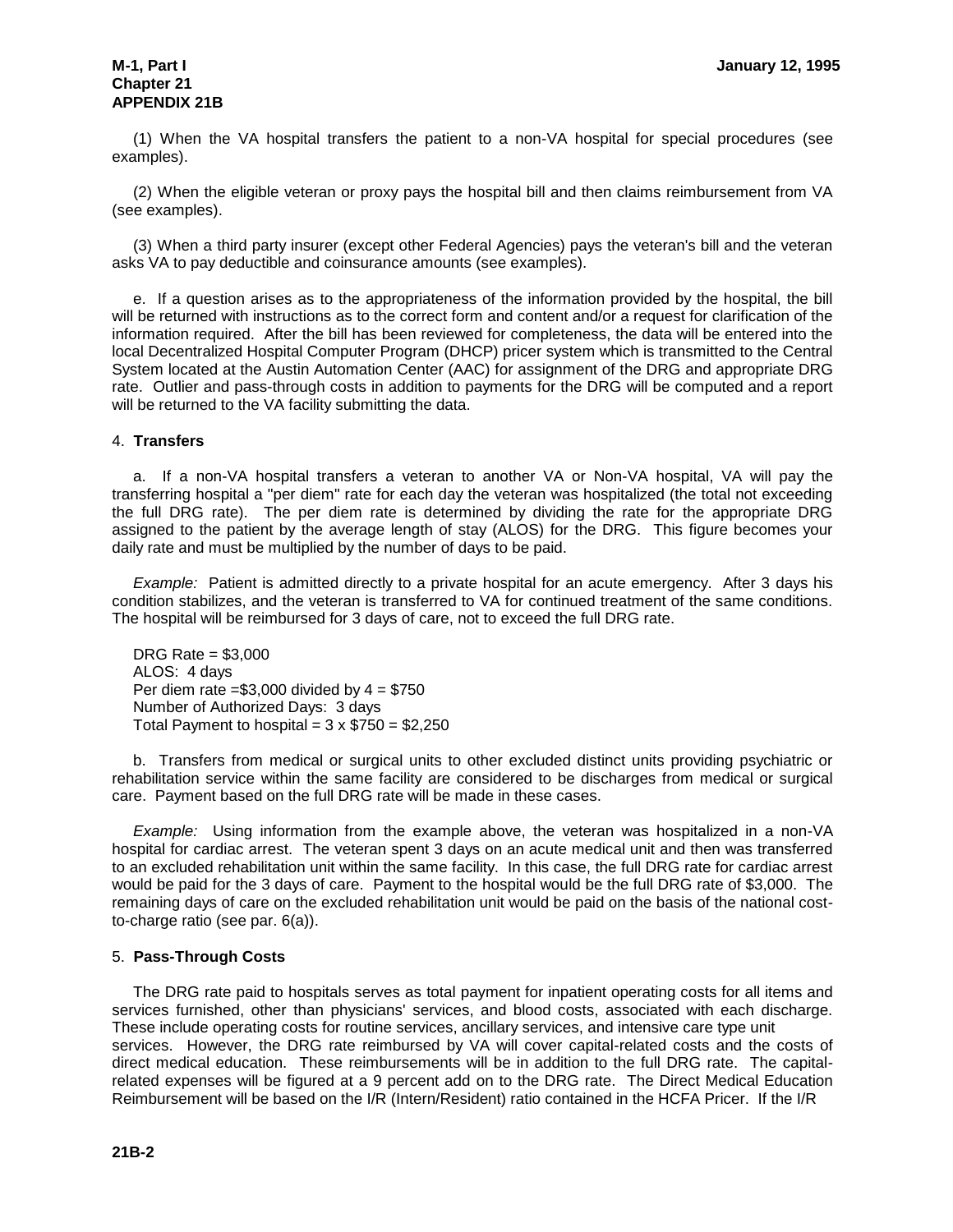(1) When the VA hospital transfers the patient to a non-VA hospital for special procedures (see examples).

(2) When the eligible veteran or proxy pays the hospital bill and then claims reimbursement from VA (see examples).

(3) When a third party insurer (except other Federal Agencies) pays the veteran's bill and the veteran asks VA to pay deductible and coinsurance amounts (see examples).

e. If a question arises as to the appropriateness of the information provided by the hospital, the bill will be returned with instructions as to the correct form and content and/or a request for clarification of the information required. After the bill has been reviewed for completeness, the data will be entered into the local Decentralized Hospital Computer Program (DHCP) pricer system which is transmitted to the Central System located at the Austin Automation Center (AAC) for assignment of the DRG and appropriate DRG rate. Outlier and pass-through costs in addition to payments for the DRG will be computed and a report will be returned to the VA facility submitting the data.

## 4. **Transfers**

a. If a non-VA hospital transfers a veteran to another VA or Non-VA hospital, VA will pay the transferring hospital a "per diem" rate for each day the veteran was hospitalized (the total not exceeding the full DRG rate). The per diem rate is determined by dividing the rate for the appropriate DRG assigned to the patient by the average length of stay (ALOS) for the DRG. This figure becomes your daily rate and must be multiplied by the number of days to be paid.

*Example:* Patient is admitted directly to a private hospital for an acute emergency. After 3 days his condition stabilizes, and the veteran is transferred to VA for continued treatment of the same conditions. The hospital will be reimbursed for 3 days of care, not to exceed the full DRG rate.

DRG Rate = $3,000
ALOS: 4 days
Per diem rate =$3,000 divided by 4 = $750
Number of Authorized Days: 3 days
Total Payment to hospital = 3 x $750 = $2,250

b. Transfers from medical or surgical units to other excluded distinct units providing psychiatric or rehabilitation service within the same facility are considered to be discharges from medical or surgical care. Payment based on the full DRG rate will be made in these cases.

*Example:* Using information from the example above, the veteran was hospitalized in a non-VA hospital for cardiac arrest. The veteran spent 3 days on an acute medical unit and then was transferred to an excluded rehabilitation unit within the same facility. In this case, the full DRG rate for cardiac arrest would be paid for the 3 days of care. Payment to the hospital would be the full DRG rate of $3,000. The remaining days of care on the excluded rehabilitation unit would be paid on the basis of the national cost-to-charge ratio (see par. 6(a)).

## 5. **Pass-Through Costs**

The DRG rate paid to hospitals serves as total payment for inpatient operating costs for all items and services furnished, other than physicians' services, and blood costs, associated with each discharge. These include operating costs for routine services, ancillary services, and intensive care type unit services. However, the DRG rate reimbursed by VA will cover capital-related costs and the costs of direct medical education. These reimbursements will be in addition to the full DRG rate. The capital-related expenses will be figured at a 9 percent add on to the DRG rate. The Direct Medical Education Reimbursement will be based on the I/R (Intern/Resident) ratio contained in the HCFA Pricer. If the I/R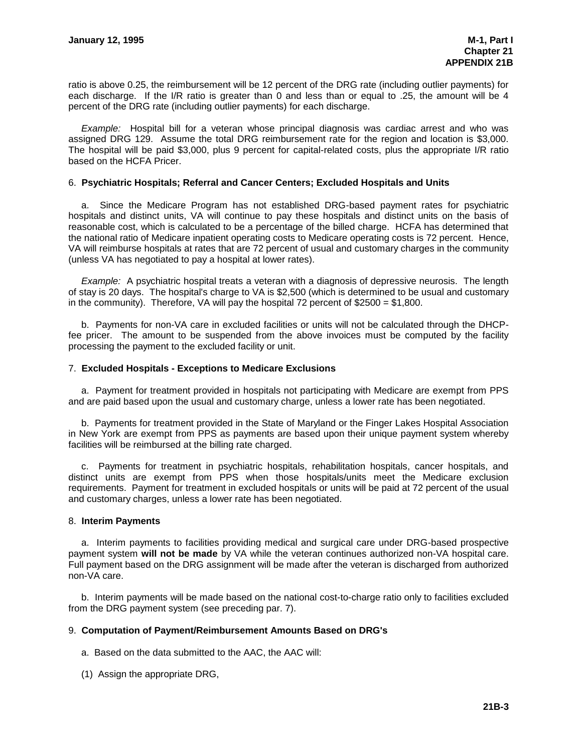ratio is above 0.25, the reimbursement will be 12 percent of the DRG rate (including outlier payments) for each discharge. If the I/R ratio is greater than 0 and less than or equal to .25, the amount will be 4 percent of the DRG rate (including outlier payments) for each discharge.

*Example:* Hospital bill for a veteran whose principal diagnosis was cardiac arrest and who was assigned DRG 129. Assume the total DRG reimbursement rate for the region and location is $3,000. The hospital will be paid $3,000, plus 9 percent for capital-related costs, plus the appropriate I/R ratio based on the HCFA Pricer.

6. **Psychiatric Hospitals; Referral and Cancer Centers; Excluded Hospitals and Units**

a. Since the Medicare Program has not established DRG-based payment rates for psychiatric hospitals and distinct units, VA will continue to pay these hospitals and distinct units on the basis of reasonable cost, which is calculated to be a percentage of the billed charge. HCFA has determined that the national ratio of Medicare inpatient operating costs to Medicare operating costs is 72 percent. Hence, VA will reimburse hospitals at rates that are 72 percent of usual and customary charges in the community (unless VA has negotiated to pay a hospital at lower rates).

*Example:* A psychiatric hospital treats a veteran with a diagnosis of depressive neurosis. The length of stay is 20 days. The hospital's charge to VA is $2,500 (which is determined to be usual and customary in the community). Therefore, VA will pay the hospital 72 percent of $2500 = $1,800.

b. Payments for non-VA care in excluded facilities or units will not be calculated through the DHCP-fee pricer. The amount to be suspended from the above invoices must be computed by the facility processing the payment to the excluded facility or unit.

7. **Excluded Hospitals - Exceptions to Medicare Exclusions**

a. Payment for treatment provided in hospitals not participating with Medicare are exempt from PPS and are paid based upon the usual and customary charge, unless a lower rate has been negotiated.

b. Payments for treatment provided in the State of Maryland or the Finger Lakes Hospital Association in New York are exempt from PPS as payments are based upon their unique payment system whereby facilities will be reimbursed at the billing rate charged.

c. Payments for treatment in psychiatric hospitals, rehabilitation hospitals, cancer hospitals, and distinct units are exempt from PPS when those hospitals/units meet the Medicare exclusion requirements. Payment for treatment in excluded hospitals or units will be paid at 72 percent of the usual and customary charges, unless a lower rate has been negotiated.

8. **Interim Payments**

a. Interim payments to facilities providing medical and surgical care under DRG-based prospective payment system **will not be made** by VA while the veteran continues authorized non-VA hospital care. Full payment based on the DRG assignment will be made after the veteran is discharged from authorized non-VA care.

b. Interim payments will be made based on the national cost-to-charge ratio only to facilities excluded from the DRG payment system (see preceding par. 7).

9. **Computation of Payment/Reimbursement Amounts Based on DRG's**

a. Based on the data submitted to the AAC, the AAC will:

(1) Assign the appropriate DRG,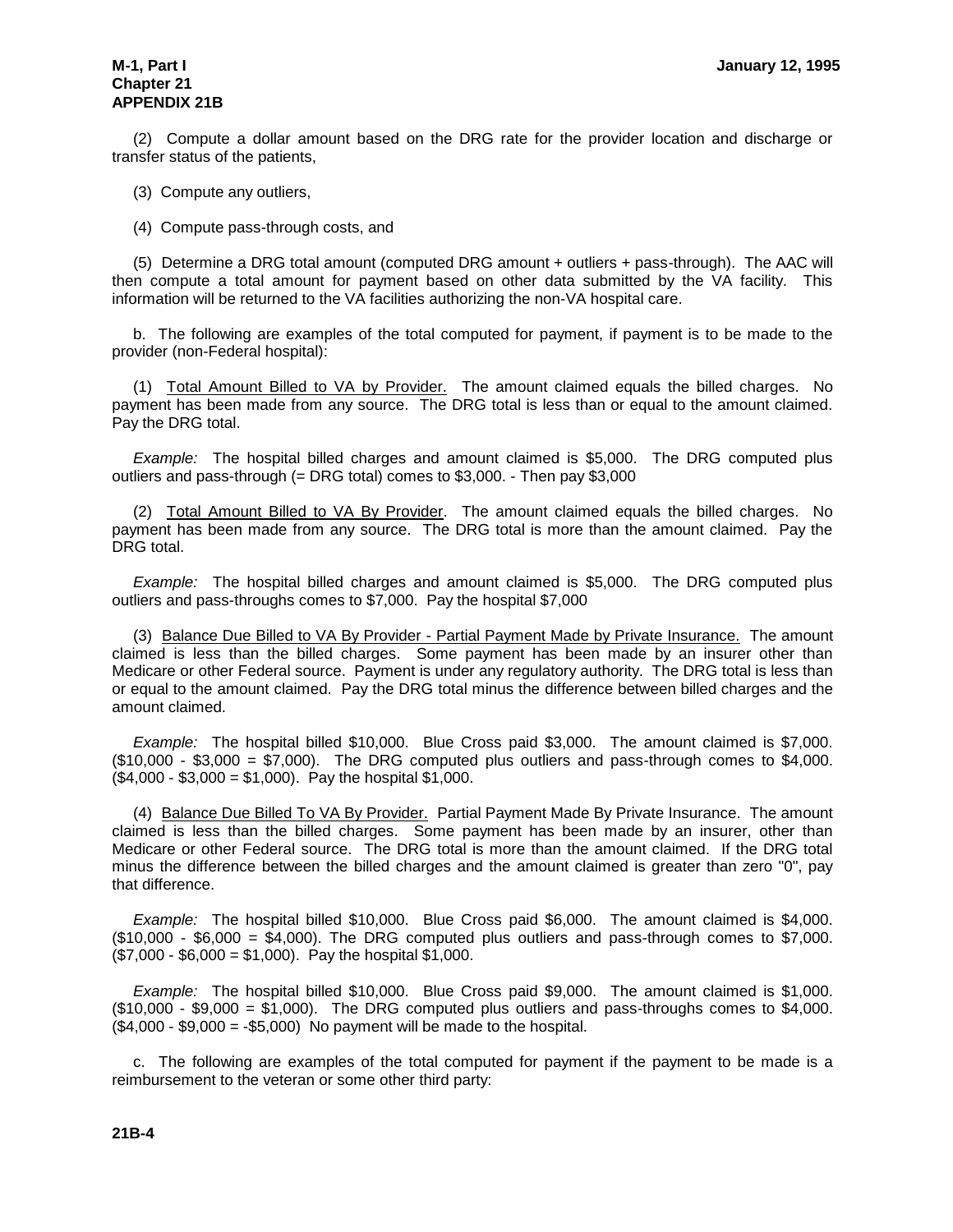(2) Compute a dollar amount based on the DRG rate for the provider location and discharge or transfer status of the patients,

(3) Compute any outliers,

(4) Compute pass-through costs, and

(5) Determine a DRG total amount (computed DRG amount + outliers + pass-through). The AAC will then compute a total amount for payment based on other data submitted by the VA facility. This information will be returned to the VA facilities authorizing the non-VA hospital care.

b. The following are examples of the total computed for payment, if payment is to be made to the provider (non-Federal hospital):

(1) <u>Total Amount Billed to VA by Provider.</u> The amount claimed equals the billed charges. No payment has been made from any source. The DRG total is less than or equal to the amount claimed. Pay the DRG total.

*Example:* The hospital billed charges and amount claimed is $5,000. The DRG computed plus outliers and pass-through (= DRG total) comes to $3,000. - Then pay $3,000

(2) <u>Total Amount Billed to VA By Provider</u>. The amount claimed equals the billed charges. No payment has been made from any source. The DRG total is more than the amount claimed. Pay the DRG total.

*Example:* The hospital billed charges and amount claimed is $5,000. The DRG computed plus outliers and pass-throughs comes to $7,000. Pay the hospital $7,000

(3) <u>Balance Due Billed to VA By Provider - Partial Payment Made by Private Insurance.</u> The amount claimed is less than the billed charges. Some payment has been made by an insurer other than Medicare or other Federal source. Payment is under any regulatory authority. The DRG total is less than or equal to the amount claimed. Pay the DRG total minus the difference between billed charges and the amount claimed.

*Example:* The hospital billed $10,000. Blue Cross paid $3,000. The amount claimed is $7,000. ($10,000 - $3,000 = $7,000). The DRG computed plus outliers and pass-through comes to $4,000. ($4,000 - $3,000 = $1,000). Pay the hospital $1,000.

(4) <u>Balance Due Billed To VA By Provider.</u> Partial Payment Made By Private Insurance. The amount claimed is less than the billed charges. Some payment has been made by an insurer, other than Medicare or other Federal source. The DRG total is more than the amount claimed. If the DRG total minus the difference between the billed charges and the amount claimed is greater than zero "0", pay that difference.

*Example:* The hospital billed $10,000. Blue Cross paid $6,000. The amount claimed is $4,000. ($10,000 - $6,000 = $4,000). The DRG computed plus outliers and pass-through comes to $7,000. ($7,000 - $6,000 = $1,000). Pay the hospital $1,000.

*Example:* The hospital billed $10,000. Blue Cross paid $9,000. The amount claimed is $1,000. ($10,000 - $9,000 = $1,000). The DRG computed plus outliers and pass-throughs comes to $4,000. ($4,000 - $9,000 = -$5,000) No payment will be made to the hospital.

c. The following are examples of the total computed for payment if the payment to be made is a reimbursement to the veteran or some other third party: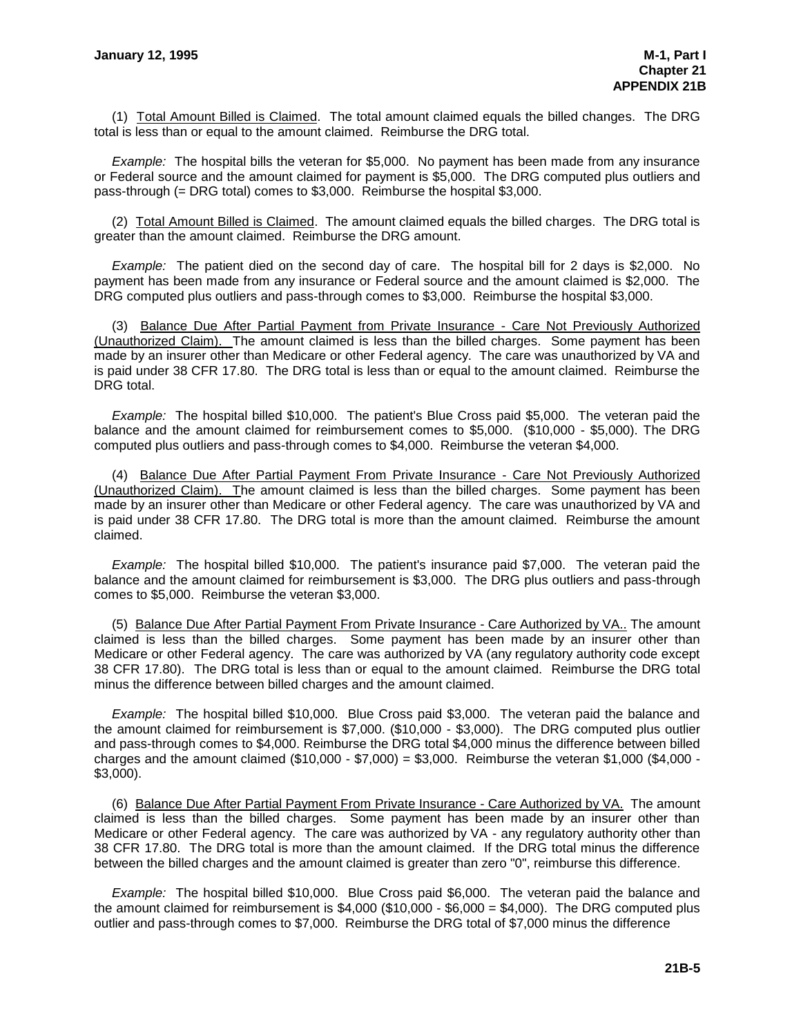(1) Total Amount Billed is Claimed. The total amount claimed equals the billed changes. The DRG total is less than or equal to the amount claimed. Reimburse the DRG total.

*Example:* The hospital bills the veteran for $5,000. No payment has been made from any insurance or Federal source and the amount claimed for payment is $5,000. The DRG computed plus outliers and pass-through (= DRG total) comes to $3,000. Reimburse the hospital $3,000.

(2) Total Amount Billed is Claimed. The amount claimed equals the billed charges. The DRG total is greater than the amount claimed. Reimburse the DRG amount.

*Example:* The patient died on the second day of care. The hospital bill for 2 days is $2,000. No payment has been made from any insurance or Federal source and the amount claimed is $2,000. The DRG computed plus outliers and pass-through comes to $3,000. Reimburse the hospital $3,000.

(3) Balance Due After Partial Payment from Private Insurance - Care Not Previously Authorized (Unauthorized Claim). The amount claimed is less than the billed charges. Some payment has been made by an insurer other than Medicare or other Federal agency. The care was unauthorized by VA and is paid under 38 CFR 17.80. The DRG total is less than or equal to the amount claimed. Reimburse the DRG total.

*Example:* The hospital billed $10,000. The patient's Blue Cross paid $5,000. The veteran paid the balance and the amount claimed for reimbursement comes to $5,000. ($10,000 - $5,000). The DRG computed plus outliers and pass-through comes to $4,000. Reimburse the veteran $4,000.

(4) Balance Due After Partial Payment From Private Insurance - Care Not Previously Authorized (Unauthorized Claim). The amount claimed is less than the billed charges. Some payment has been made by an insurer other than Medicare or other Federal agency. The care was unauthorized by VA and is paid under 38 CFR 17.80. The DRG total is more than the amount claimed. Reimburse the amount claimed.

*Example:* The hospital billed $10,000. The patient's insurance paid $7,000. The veteran paid the balance and the amount claimed for reimbursement is $3,000. The DRG plus outliers and pass-through comes to $5,000. Reimburse the veteran $3,000.

(5) Balance Due After Partial Payment From Private Insurance - Care Authorized by VA.. The amount claimed is less than the billed charges. Some payment has been made by an insurer other than Medicare or other Federal agency. The care was authorized by VA (any regulatory authority code except 38 CFR 17.80). The DRG total is less than or equal to the amount claimed. Reimburse the DRG total minus the difference between billed charges and the amount claimed.

*Example:* The hospital billed $10,000. Blue Cross paid $3,000. The veteran paid the balance and the amount claimed for reimbursement is $7,000. ($10,000 - $3,000). The DRG computed plus outlier and pass-through comes to $4,000. Reimburse the DRG total $4,000 minus the difference between billed charges and the amount claimed ($10,000 - $7,000) = $3,000. Reimburse the veteran $1,000 ($4,000 - $3,000).

(6) Balance Due After Partial Payment From Private Insurance - Care Authorized by VA. The amount claimed is less than the billed charges. Some payment has been made by an insurer other than Medicare or other Federal agency. The care was authorized by VA - any regulatory authority other than 38 CFR 17.80. The DRG total is more than the amount claimed. If the DRG total minus the difference between the billed charges and the amount claimed is greater than zero "0", reimburse this difference.

*Example:* The hospital billed $10,000. Blue Cross paid $6,000. The veteran paid the balance and the amount claimed for reimbursement is $4,000 ($10,000 - $6,000 = $4,000). The DRG computed plus outlier and pass-through comes to $7,000. Reimburse the DRG total of $7,000 minus the difference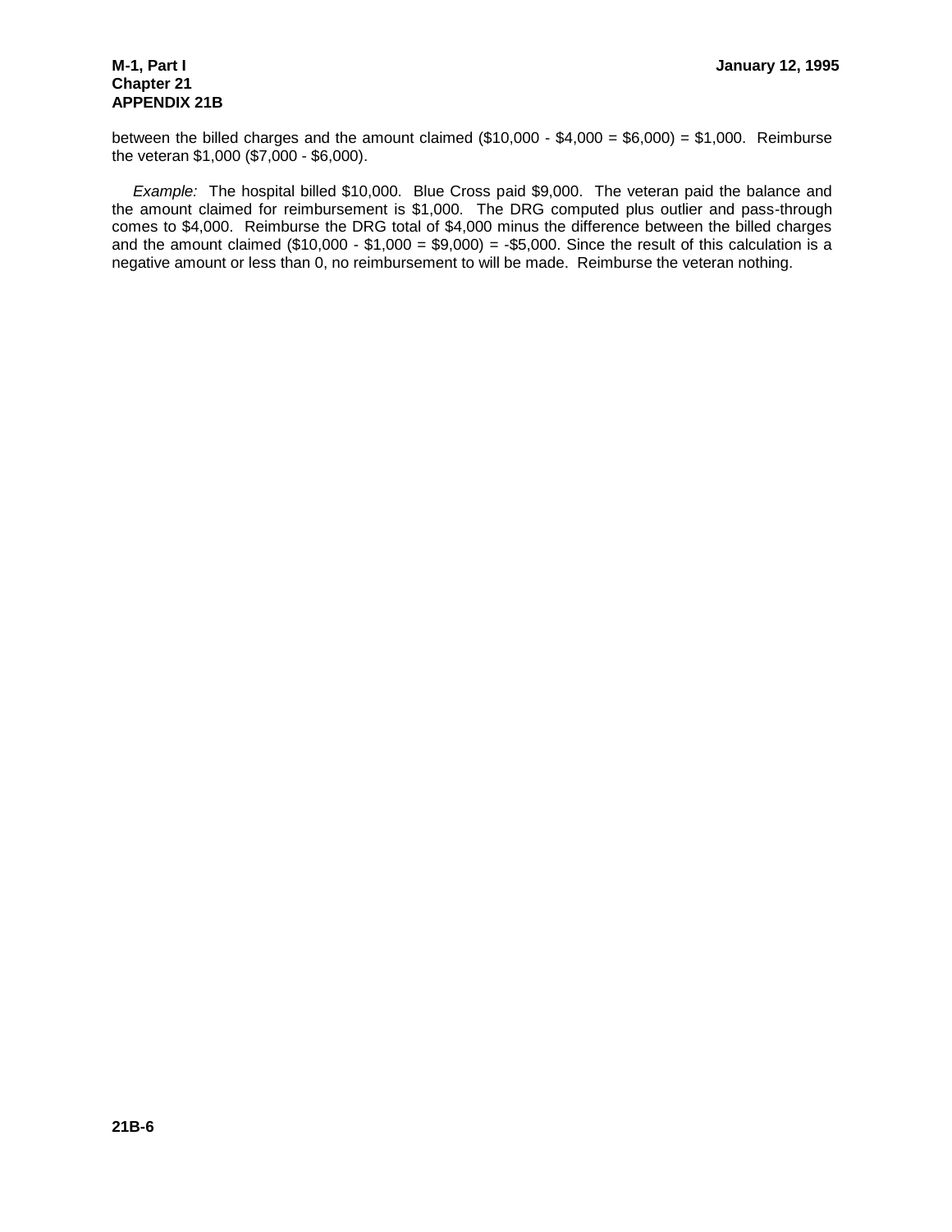between the billed charges and the amount claimed ($10,000 - $4,000 = $6,000) = $1,000. Reimburse the veteran $1,000 ($7,000 - $6,000).

*Example:* The hospital billed $10,000. Blue Cross paid $9,000. The veteran paid the balance and the amount claimed for reimbursement is $1,000. The DRG computed plus outlier and pass-through comes to $4,000. Reimburse the DRG total of $4,000 minus the difference between the billed charges and the amount claimed ($10,000 - $1,000 = $9,000) = -$5,000. Since the result of this calculation is a negative amount or less than 0, no reimbursement to will be made. Reimburse the veteran nothing.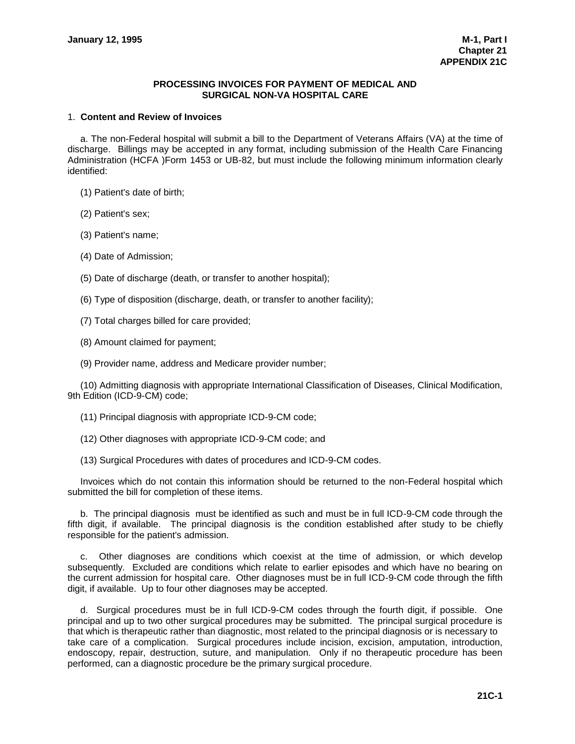## PROCESSING INVOICES FOR PAYMENT OF MEDICAL AND SURGICAL NON-VA HOSPITAL CARE

1. **Content and Review of Invoices**

a. The non-Federal hospital will submit a bill to the Department of Veterans Affairs (VA) at the time of discharge. Billings may be accepted in any format, including submission of the Health Care Financing Administration (HCFA )Form 1453 or UB-82, but must include the following minimum information clearly identified:

(1) Patient's date of birth;

(2) Patient's sex;

(3) Patient's name;

(4) Date of Admission;

(5) Date of discharge (death, or transfer to another hospital);

(6) Type of disposition (discharge, death, or transfer to another facility);

(7) Total charges billed for care provided;

(8) Amount claimed for payment;

(9) Provider name, address and Medicare provider number;

(10) Admitting diagnosis with appropriate International Classification of Diseases, Clinical Modification, 9th Edition (ICD-9-CM) code;

(11) Principal diagnosis with appropriate ICD-9-CM code;

(12) Other diagnoses with appropriate ICD-9-CM code; and

(13) Surgical Procedures with dates of procedures and ICD-9-CM codes.

Invoices which do not contain this information should be returned to the non-Federal hospital which submitted the bill for completion of these items.

b. The principal diagnosis must be identified as such and must be in full ICD-9-CM code through the fifth digit, if available. The principal diagnosis is the condition established after study to be chiefly responsible for the patient's admission.

c. Other diagnoses are conditions which coexist at the time of admission, or which develop subsequently. Excluded are conditions which relate to earlier episodes and which have no bearing on the current admission for hospital care. Other diagnoses must be in full ICD-9-CM code through the fifth digit, if available. Up to four other diagnoses may be accepted.

d. Surgical procedures must be in full ICD-9-CM codes through the fourth digit, if possible. One principal and up to two other surgical procedures may be submitted. The principal surgical procedure is that which is therapeutic rather than diagnostic, most related to the principal diagnosis or is necessary to take care of a complication. Surgical procedures include incision, excision, amputation, introduction, endoscopy, repair, destruction, suture, and manipulation. Only if no therapeutic procedure has been performed, can a diagnostic procedure be the primary surgical procedure.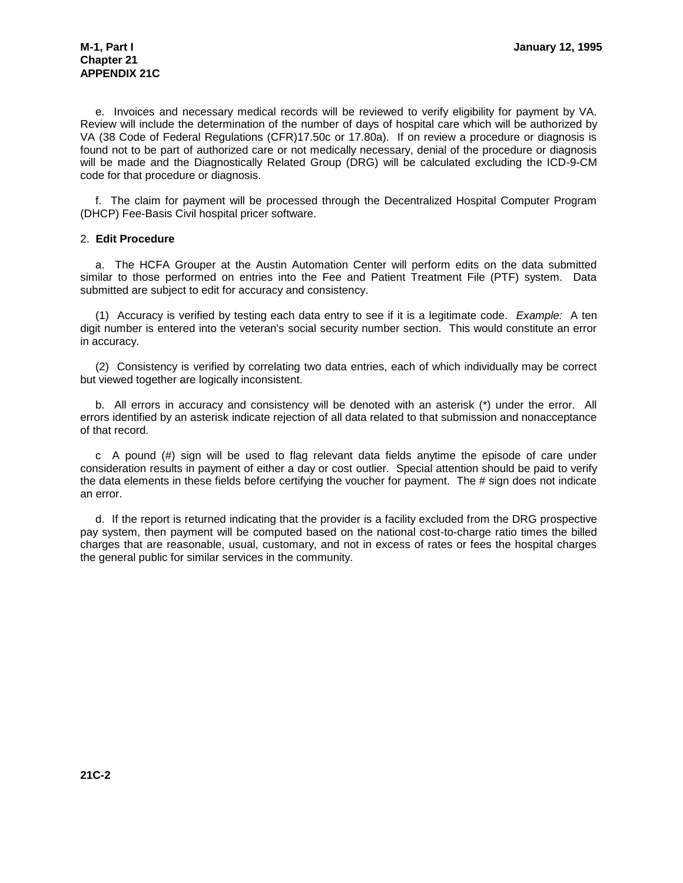e. Invoices and necessary medical records will be reviewed to verify eligibility for payment by VA. Review will include the determination of the number of days of hospital care which will be authorized by VA (38 Code of Federal Regulations (CFR)17.50c or 17.80a). If on review a procedure or diagnosis is found not to be part of authorized care or not medically necessary, denial of the procedure or diagnosis will be made and the Diagnostically Related Group (DRG) will be calculated excluding the ICD-9-CM code for that procedure or diagnosis.

f. The claim for payment will be processed through the Decentralized Hospital Computer Program (DHCP) Fee-Basis Civil hospital pricer software.

2. **Edit Procedure**

a. The HCFA Grouper at the Austin Automation Center will perform edits on the data submitted similar to those performed on entries into the Fee and Patient Treatment File (PTF) system. Data submitted are subject to edit for accuracy and consistency.

(1) Accuracy is verified by testing each data entry to see if it is a legitimate code. *Example:* A ten digit number is entered into the veteran's social security number section. This would constitute an error in accuracy.

(2) Consistency is verified by correlating two data entries, each of which individually may be correct but viewed together are logically inconsistent.

b. All errors in accuracy and consistency will be denoted with an asterisk (*) under the error. All errors identified by an asterisk indicate rejection of all data related to that submission and nonacceptance of that record.

c A pound (#) sign will be used to flag relevant data fields anytime the episode of care under consideration results in payment of either a day or cost outlier. Special attention should be paid to verify the data elements in these fields before certifying the voucher for payment. The # sign does not indicate an error.

d. If the report is returned indicating that the provider is a facility excluded from the DRG prospective pay system, then payment will be computed based on the national cost-to-charge ratio times the billed charges that are reasonable, usual, customary, and not in excess of rates or fees the hospital charges the general public for similar services in the community.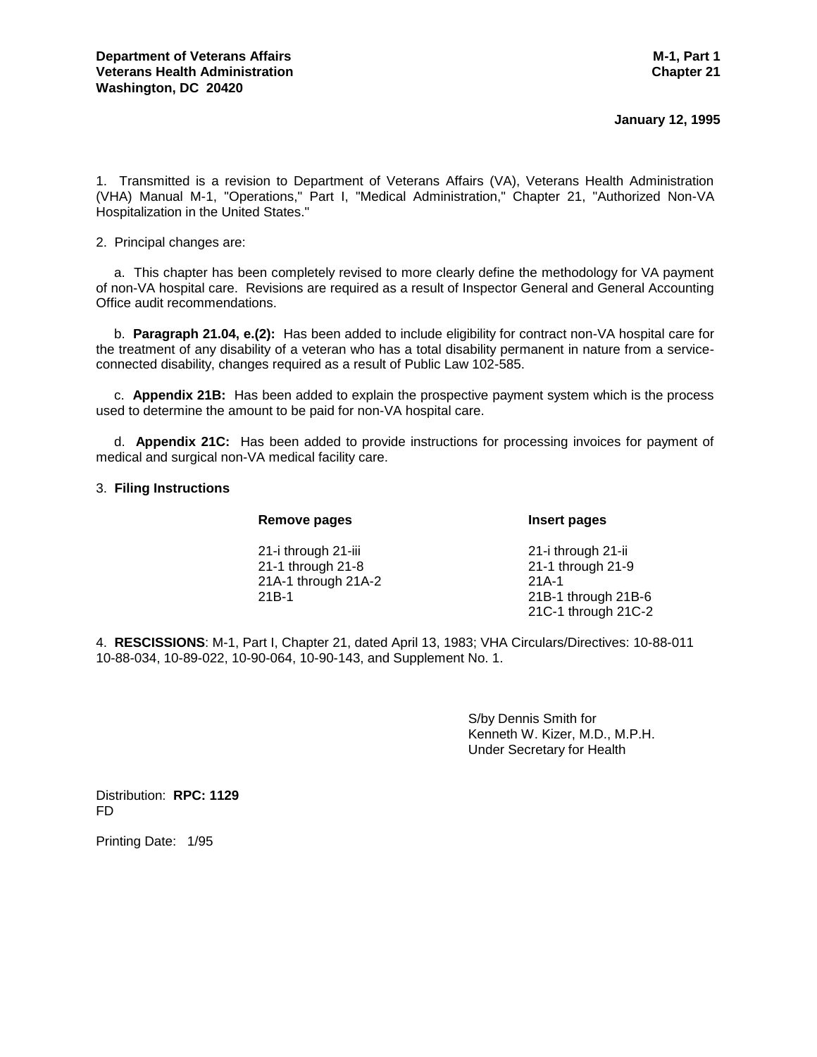**Department of Veterans Affairs** **M-1, Part 1**
**Veterans Health Administration** **Chapter 21**
**Washington, DC 20420**

**January 12, 1995**

1. Transmitted is a revision to Department of Veterans Affairs (VA), Veterans Health Administration (VHA) Manual M-1, "Operations," Part I, "Medical Administration," Chapter 21, "Authorized Non-VA Hospitalization in the United States."

2. Principal changes are:

a. This chapter has been completely revised to more clearly define the methodology for VA payment of non-VA hospital care. Revisions are required as a result of Inspector General and General Accounting Office audit recommendations.

b. **Paragraph 21.04, e.(2):** Has been added to include eligibility for contract non-VA hospital care for the treatment of any disability of a veteran who has a total disability permanent in nature from a service-connected disability, changes required as a result of Public Law 102-585.

c. **Appendix 21B:** Has been added to explain the prospective payment system which is the process used to determine the amount to be paid for non-VA hospital care.

d. **Appendix 21C:** Has been added to provide instructions for processing invoices for payment of medical and surgical non-VA medical facility care.

3. **Filing Instructions**

| **Remove pages** | **Insert pages** |
|---|---|
| 21-i through 21-iii | 21-i through 21-ii |
| 21-1 through 21-8 | 21-1 through 21-9 |
| 21A-1 through 21A-2 | 21A-1 |
| 21B-1 | 21B-1 through 21B-6 |
| | 21C-1 through 21C-2 |

4. **RESCISSIONS**: M-1, Part I, Chapter 21, dated April 13, 1983; VHA Circulars/Directives: 10-88-011 10-88-034, 10-89-022, 10-90-064, 10-90-143, and Supplement No. 1.

S/by Dennis Smith for
Kenneth W. Kizer, M.D., M.P.H.
Under Secretary for Health

Distribution: **RPC: 1129**
FD

Printing Date: 1/95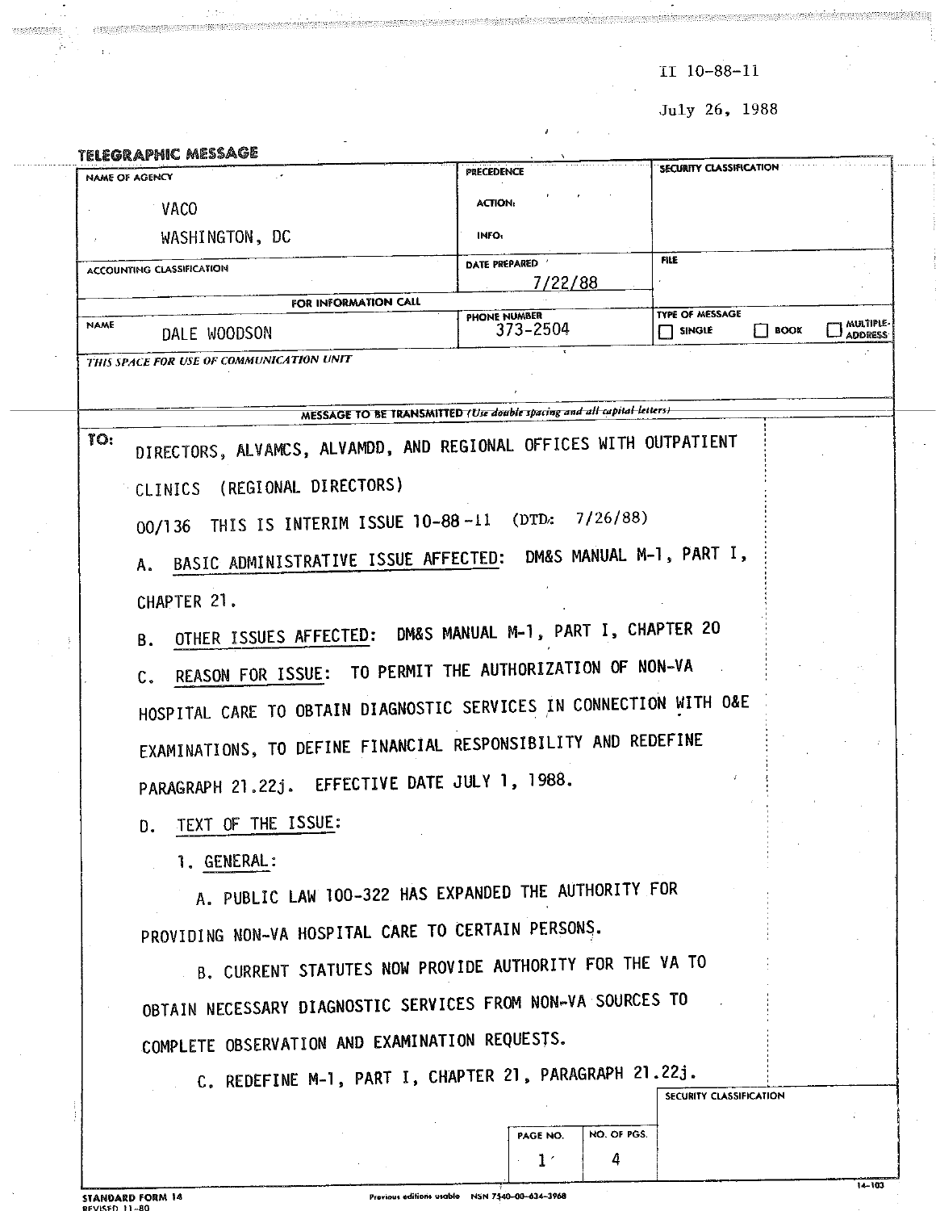II 10-88-11

July 26, 1988

**TELEGRAPHIC MESSAGE**

| NAME OF AGENCY | PRECEDENCE | SECURITY CLASSIFICATION |
|---|---|---|
| VACO WASHINGTON, DC | ACTION: INFO: | |
| ACCOUNTING CLASSIFICATION | DATE PREPARED 7/22/88 | FILE |
| FOR INFORMATION CALL | | |
| NAME DALE WOODSON | PHONE NUMBER 373-2504 | TYPE OF MESSAGE ☐ SINGLE ☐ BOOK ☐ MULTIPLE-ADDRESS |

*THIS SPACE FOR USE OF COMMUNICATION UNIT*

**MESSAGE TO BE TRANSMITTED** *(Use double spacing and all capital letters)*

TO: DIRECTORS, ALVAMCS, ALVAMDD, AND REGIONAL OFFICES WITH OUTPATIENT CLINICS (REGIONAL DIRECTORS)

00/136 THIS IS INTERIM ISSUE 10-88-11 (DTD: 7/26/88)

A. BASIC ADMINISTRATIVE ISSUE AFFECTED: DM&S MANUAL M-1, PART I, CHAPTER 21.

B. OTHER ISSUES AFFECTED: DM&S MANUAL M-1, PART I, CHAPTER 20

C. REASON FOR ISSUE: TO PERMIT THE AUTHORIZATION OF NON-VA HOSPITAL CARE TO OBTAIN DIAGNOSTIC SERVICES IN CONNECTION WITH O&E EXAMINATIONS, TO DEFINE FINANCIAL RESPONSIBILITY AND REDEFINE PARAGRAPH 21.22j. EFFECTIVE DATE JULY 1, 1988.

D. TEXT OF THE ISSUE:

1. GENERAL:

A. PUBLIC LAW 100-322 HAS EXPANDED THE AUTHORITY FOR PROVIDING NON-VA HOSPITAL CARE TO CERTAIN PERSONS.

B. CURRENT STATUTES NOW PROVIDE AUTHORITY FOR THE VA TO OBTAIN NECESSARY DIAGNOSTIC SERVICES FROM NON-VA SOURCES TO COMPLETE OBSERVATION AND EXAMINATION REQUESTS.

C. REDEFINE M-1, PART I, CHAPTER 21, PARAGRAPH 21.22j.

SECURITY CLASSIFICATION

PAGE NO. 1 | NO. OF PGS. 4

STANDARD FORM 14
REVISED 11-80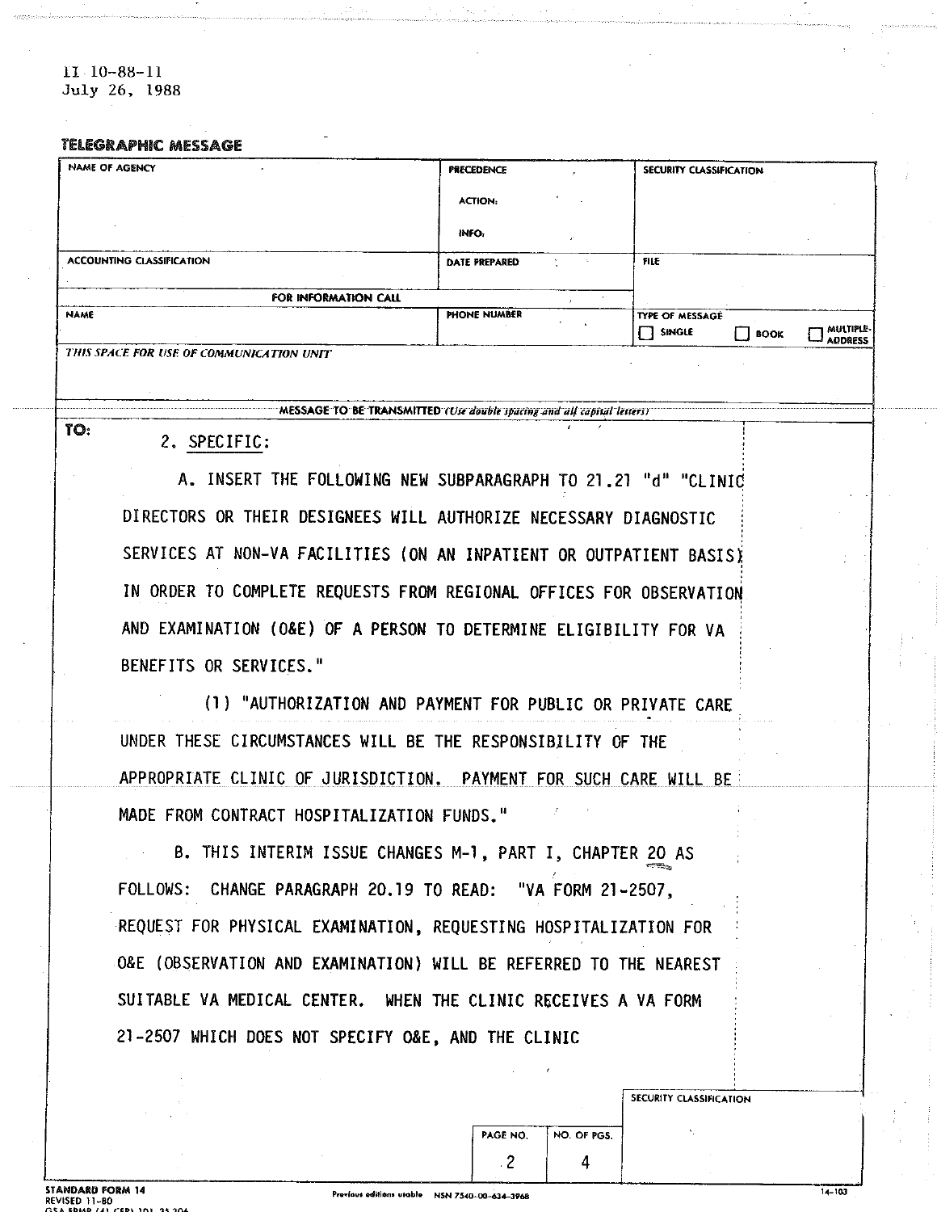II 10-88-11
July 26, 1988

**TELEGRAPHIC MESSAGE**

| NAME OF AGENCY | PRECEDENCE<br>ACTION:<br>INFO: | SECURITY CLASSIFICATION |
|---|---|---|
| ACCOUNTING CLASSIFICATION | DATE PREPARED | FILE |
| FOR INFORMATION CALL | | |
| NAME | PHONE NUMBER | TYPE OF MESSAGE<br>☐ SINGLE ☐ BOOK ☐ MULTIPLE-ADDRESS |

*THIS SPACE FOR USE OF COMMUNICATION UNIT*

MESSAGE TO BE TRANSMITTED *(Use double spacing and all capital letters)*

TO:

2. SPECIFIC:

A. INSERT THE FOLLOWING NEW SUBPARAGRAPH TO 21.21 "d" "CLINIC DIRECTORS OR THEIR DESIGNEES WILL AUTHORIZE NECESSARY DIAGNOSTIC SERVICES AT NON-VA FACILITIES (ON AN INPATIENT OR OUTPATIENT BASIS) IN ORDER TO COMPLETE REQUESTS FROM REGIONAL OFFICES FOR OBSERVATION AND EXAMINATION (O&E) OF A PERSON TO DETERMINE ELIGIBILITY FOR VA BENEFITS OR SERVICES."

(1) "AUTHORIZATION AND PAYMENT FOR PUBLIC OR PRIVATE CARE UNDER THESE CIRCUMSTANCES WILL BE THE RESPONSIBILITY OF THE APPROPRIATE CLINIC OF JURISDICTION. PAYMENT FOR SUCH CARE WILL BE MADE FROM CONTRACT HOSPITALIZATION FUNDS."

B. THIS INTERIM ISSUE CHANGES M-1, PART I, CHAPTER 20 AS FOLLOWS: CHANGE PARAGRAPH 20.19 TO READ: "VA FORM 21-2507, REQUEST FOR PHYSICAL EXAMINATION, REQUESTING HOSPITALIZATION FOR O&E (OBSERVATION AND EXAMINATION) WILL BE REFERRED TO THE NEAREST SUITABLE VA MEDICAL CENTER. WHEN THE CLINIC RECEIVES A VA FORM 21-2507 WHICH DOES NOT SPECIFY O&E, AND THE CLINIC

| PAGE NO. | NO. OF PGS. | SECURITY CLASSIFICATION |
|---|---|---|
| 2 | 4 | |

STANDARD FORM 14
REVISED 11-80
GSA FPMR (41 CFR) 101-35.306

Previous editions usable NSN 7540-00-634-3968

14-103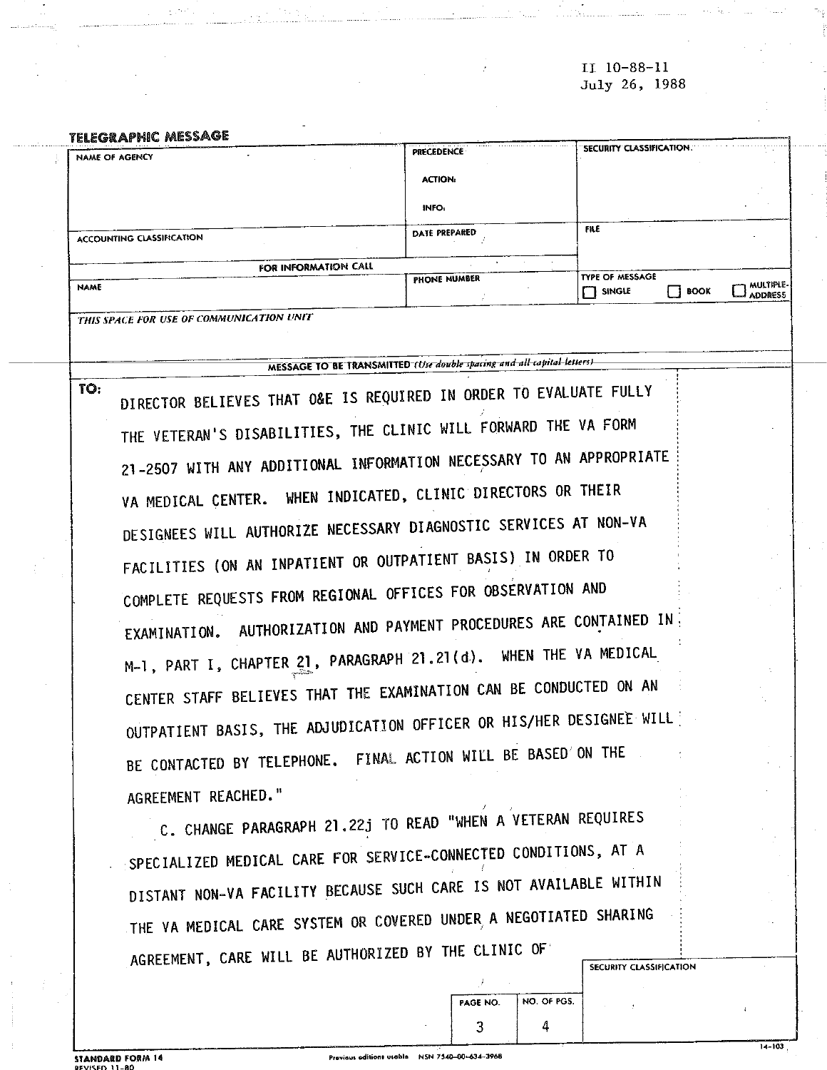II 10-88-11
July 26, 1988

**TELEGRAPHIC MESSAGE**

| NAME OF AGENCY | PRECEDENCE ACTION: INFO: | SECURITY CLASSIFICATION |
|---|---|---|
| ACCOUNTING CLASSIFICATION | DATE PREPARED | FILE |
| FOR INFORMATION CALL NAME | PHONE NUMBER | TYPE OF MESSAGE ☐ SINGLE ☐ BOOK ☐ MULTIPLE-ADDRESS |

*THIS SPACE FOR USE OF COMMUNICATION UNIT*

MESSAGE TO BE TRANSMITTED *(Use double spacing and all capital letters)*

TO:

DIRECTOR BELIEVES THAT O&E IS REQUIRED IN ORDER TO EVALUATE FULLY THE VETERAN'S DISABILITIES, THE CLINIC WILL FORWARD THE VA FORM 21-2507 WITH ANY ADDITIONAL INFORMATION NECESSARY TO AN APPROPRIATE VA MEDICAL CENTER. WHEN INDICATED, CLINIC DIRECTORS OR THEIR DESIGNEES WILL AUTHORIZE NECESSARY DIAGNOSTIC SERVICES AT NON-VA FACILITIES (ON AN INPATIENT OR OUTPATIENT BASIS) IN ORDER TO COMPLETE REQUESTS FROM REGIONAL OFFICES FOR OBSERVATION AND EXAMINATION. AUTHORIZATION AND PAYMENT PROCEDURES ARE CONTAINED IN M-1, PART I, CHAPTER 21, PARAGRAPH 21.21(d). WHEN THE VA MEDICAL CENTER STAFF BELIEVES THAT THE EXAMINATION CAN BE CONDUCTED ON AN OUTPATIENT BASIS, THE ADJUDICATION OFFICER OR HIS/HER DESIGNEE WILL BE CONTACTED BY TELEPHONE. FINAL ACTION WILL BE BASED ON THE AGREEMENT REACHED."

C. CHANGE PARAGRAPH 21.22j TO READ "WHEN A VETERAN REQUIRES SPECIALIZED MEDICAL CARE FOR SERVICE-CONNECTED CONDITIONS, AT A DISTANT NON-VA FACILITY BECAUSE SUCH CARE IS NOT AVAILABLE WITHIN THE VA MEDICAL CARE SYSTEM OR COVERED UNDER A NEGOTIATED SHARING AGREEMENT, CARE WILL BE AUTHORIZED BY THE CLINIC OF

SECURITY CLASSIFICATION

| PAGE NO. | NO. OF PGS. |
|---|---|
| 3 | 4 |

STANDARD FORM 14
REVISED 11-80

Previous editions usable NSN 7540-00-634-3968

14-103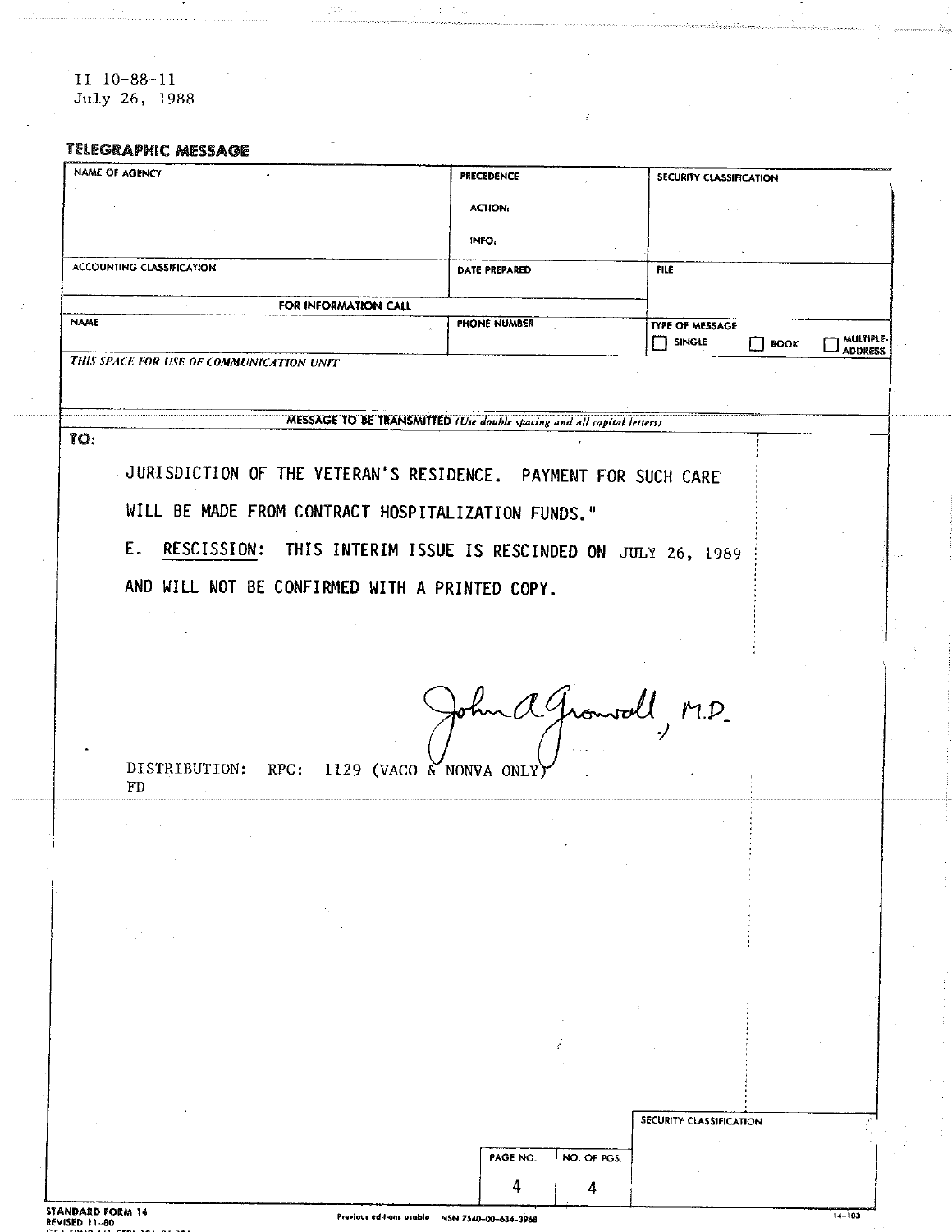II 10-88-11
July 26, 1988

**TELEGRAPHIC MESSAGE**

| NAME OF AGENCY | PRECEDENCE<br>ACTION:<br>INFO: | SECURITY CLASSIFICATION |
|---|---|---|
| ACCOUNTING CLASSIFICATION | DATE PREPARED | FILE |
| FOR INFORMATION CALL | | |
| NAME | PHONE NUMBER | TYPE OF MESSAGE<br>☐ SINGLE ☐ BOOK ☐ MULTIPLE-ADDRESS |

*THIS SPACE FOR USE OF COMMUNICATION UNIT*

MESSAGE TO BE TRANSMITTED *(Use double spacing and all capital letters)*

TO:

JURISDICTION OF THE VETERAN'S RESIDENCE. PAYMENT FOR SUCH CARE WILL BE MADE FROM CONTRACT HOSPITALIZATION FUNDS."

E. RESCISSION: THIS INTERIM ISSUE IS RESCINDED ON JULY 26, 1989 AND WILL NOT BE CONFIRMED WITH A PRINTED COPY.

John A. Gronvall, M.D.

DISTRIBUTION: RPC: 1129 (VACO & NONVA ONLY)
FD

SECURITY CLASSIFICATION

| PAGE NO. | NO. OF PGS. |
|---|---|
| 4 | 4 |

STANDARD FORM 14
REVISED 11-80

Previous editions usable NSN 7540-00-634-3968

14-103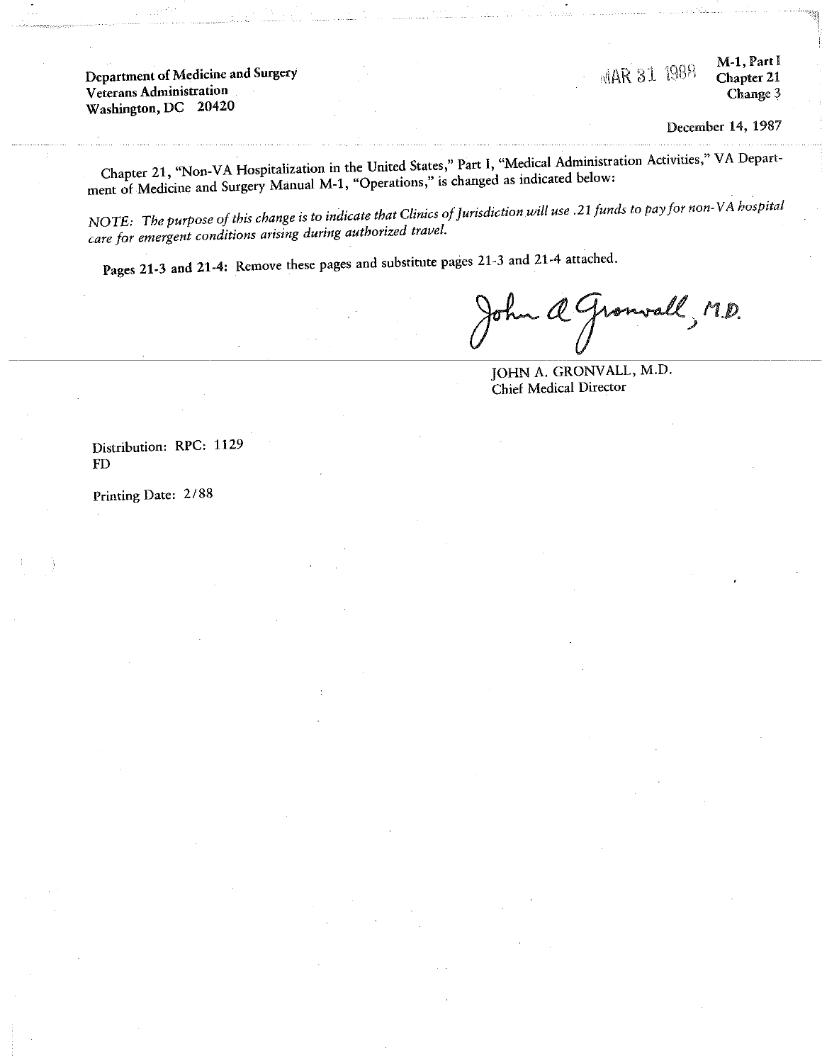Department of Medicine and Surgery
Veterans Administration
Washington, DC 20420

MAR 31 1988

M-1, Part I
Chapter 21
Change 3

December 14, 1987

Chapter 21, "Non-VA Hospitalization in the United States," Part I, "Medical Administration Activities," VA Department of Medicine and Surgery Manual M-1, "Operations," is changed as indicated below:

*NOTE: The purpose of this change is to indicate that Clinics of Jurisdiction will use .21 funds to pay for non-VA hospital care for emergent conditions arising during authorized travel.*

**Pages 21-3 and 21-4:** Remove these pages and substitute pages 21-3 and 21-4 attached.

John A Gronvall, M.D.

JOHN A. GRONVALL, M.D.
Chief Medical Director

Distribution: RPC: 1129
FD

Printing Date: 2/88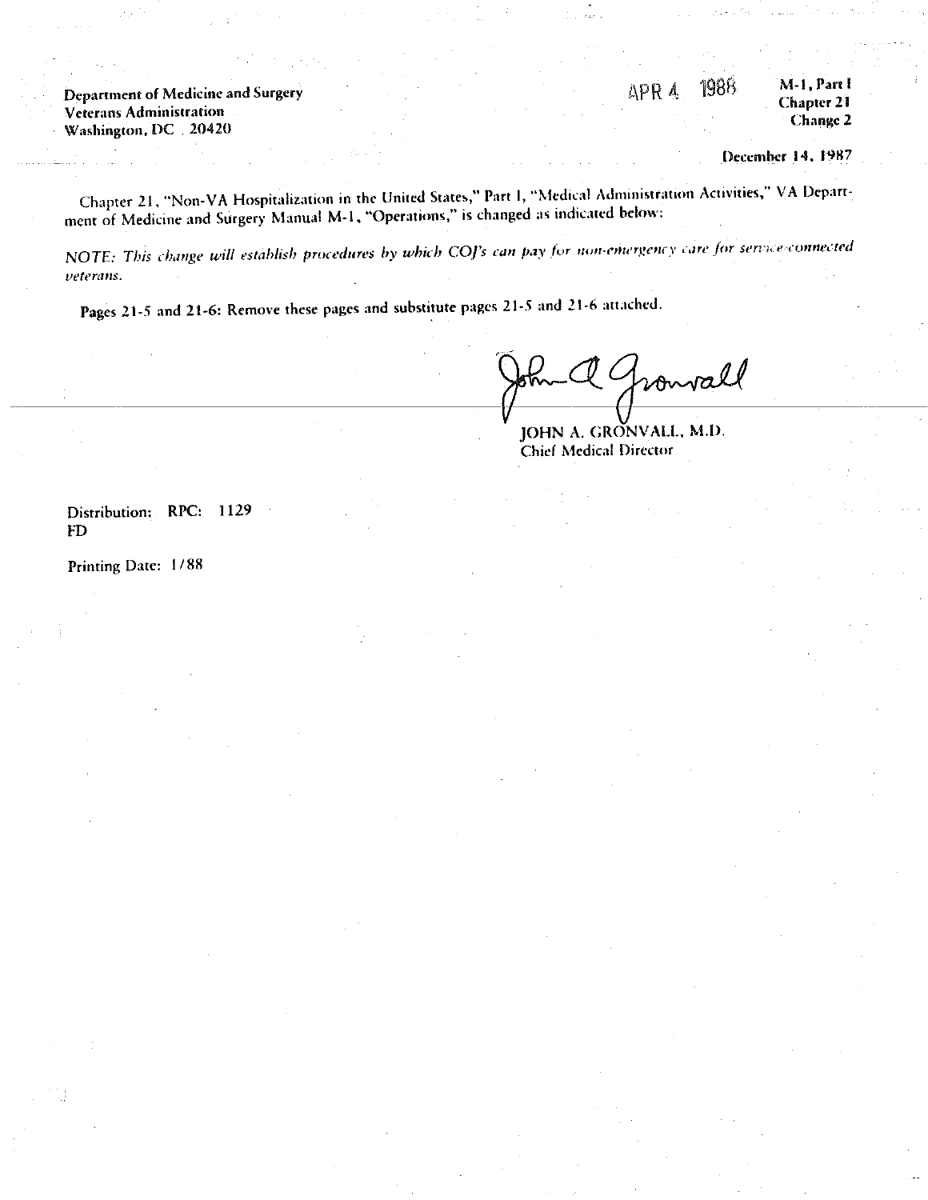Department of Medicine and Surgery
Veterans Administration
Washington, DC 20420

APR 4 1988

M-1, Part I
Chapter 21
Change 2

December 14, 1987

Chapter 21, "Non-VA Hospitalization in the United States," Part I, "Medical Administration Activities," VA Department of Medicine and Surgery Manual M-1, "Operations," is changed as indicated below:

*NOTE: This change will establish procedures by which COJ's can pay for non-emergency care for service-connected veterans.*

**Pages 21-5 and 21-6:** Remove these pages and substitute pages 21-5 and 21-6 attached.

John A. Gronvall

JOHN A. GRONVALL, M.D.
Chief Medical Director

Distribution: RPC: 1129
FD

Printing Date: 1/88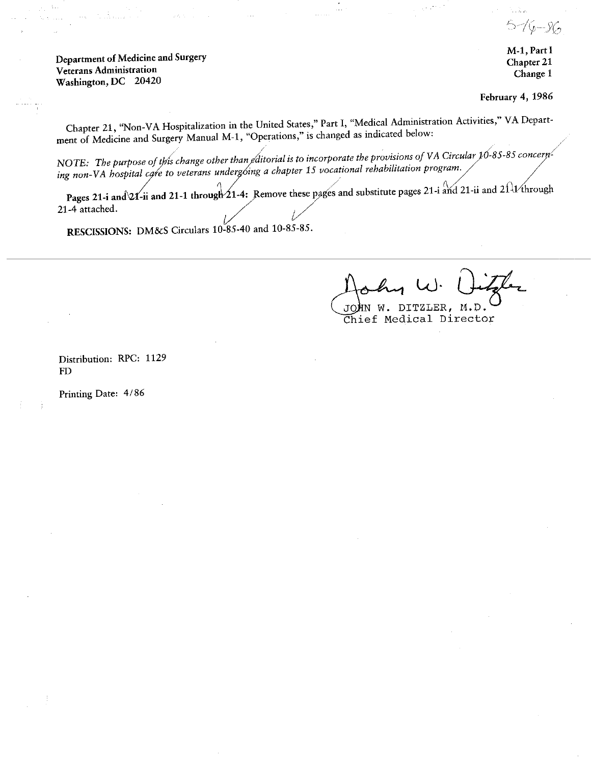5-14-86

Department of Medicine and Surgery
Veterans Administration
Washington, DC 20420

**M-1, Part I**
**Chapter 21**
**Change 1**

**February 4, 1986**

Chapter 21, "Non-VA Hospitalization in the United States," Part I, "Medical Administration Activities," VA Department of Medicine and Surgery Manual M-1, "Operations," is changed as indicated below:

*NOTE: The purpose of this change other than editorial is to incorporate the provisions of VA Circular 10-85-85 concerning non-VA hospital care to veterans undergoing a chapter 15 vocational rehabilitation program.*

**Pages 21-i and 21-ii and 21-1 through 21-4:** Remove these pages and substitute pages 21-i and 21-ii and 21-1 through 21-4 attached.

**RESCISSIONS:** DM&S Circulars 10-85-40 and 10-85-85.

JOHN W. DITZLER, M.D.
Chief Medical Director

Distribution: RPC: 1129
FD

Printing Date: 4/86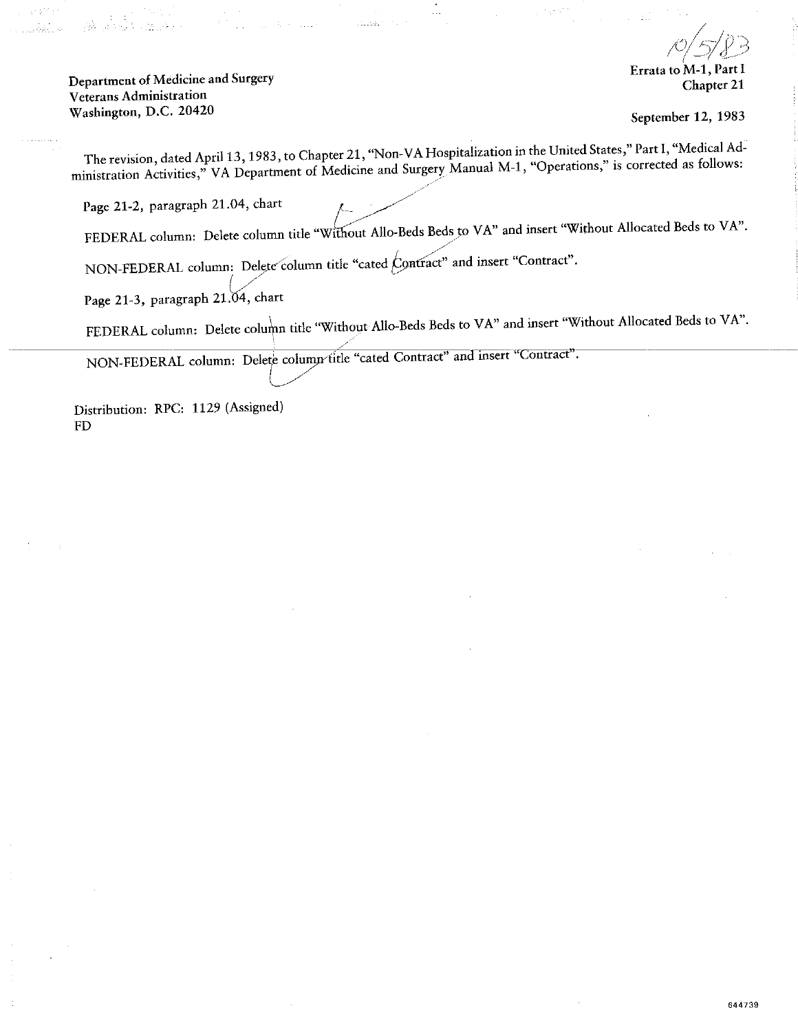10/5/83

Errata to M-1, Part I
Chapter 21

Department of Medicine and Surgery
Veterans Administration
Washington, D.C. 20420

September 12, 1983

The revision, dated April 13, 1983, to Chapter 21, "Non-VA Hospitalization in the United States," Part I, "Medical Administration Activities," VA Department of Medicine and Surgery Manual M-1, "Operations," is corrected as follows:

Page 21-2, paragraph 21.04, chart

FEDERAL column: Delete column title "Without Allo-Beds Beds to VA" and insert "Without Allocated Beds to VA".

NON-FEDERAL column: Delete column title "cated Contract" and insert "Contract".

Page 21-3, paragraph 21.04, chart

FEDERAL column: Delete column title "Without Allo-Beds Beds to VA" and insert "Without Allocated Beds to VA".

NON-FEDERAL column: Delete column title "cated Contract" and insert "Contract".

Distribution: RPC: 1129 (Assigned)
FD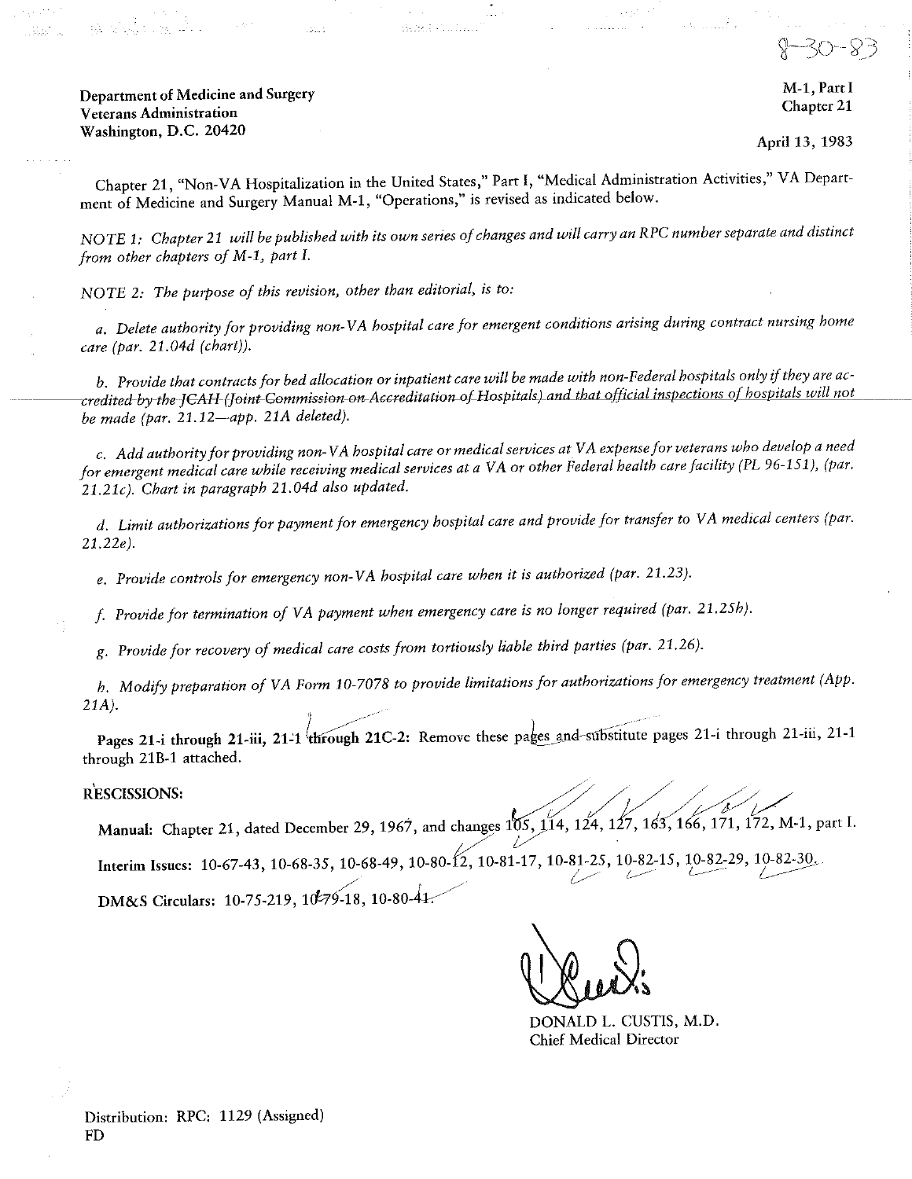8-30-83

**Department of Medicine and Surgery**
**Veterans Administration**
**Washington, D.C. 20420**

M-1, Part I
Chapter 21

April 13, 1983

Chapter 21, "Non-VA Hospitalization in the United States," Part I, "Medical Administration Activities," VA Department of Medicine and Surgery Manual M-1, "Operations," is revised as indicated below.

*NOTE 1: Chapter 21 will be published with its own series of changes and will carry an RPC number separate and distinct from other chapters of M-1, part I.*

*NOTE 2: The purpose of this revision, other than editorial, is to:*

*a. Delete authority for providing non-VA hospital care for emergent conditions arising during contract nursing home care (par. 21.04d (chart)).*

*b. Provide that contracts for bed allocation or inpatient care will be made with non-Federal hospitals only if they are accredited by the JCAH (Joint Commission on Accreditation of Hospitals) and that official inspections of hospitals will not be made (par. 21.12—app. 21A deleted).*

*c. Add authority for providing non-VA hospital care or medical services at VA expense for veterans who develop a need for emergent medical care while receiving medical services at a VA or other Federal health care facility (PL 96-151), (par. 21.21c). Chart in paragraph 21.04d also updated.*

*d. Limit authorizations for payment for emergency hospital care and provide for transfer to VA medical centers (par. 21.22e).*

*e. Provide controls for emergency non-VA hospital care when it is authorized (par. 21.23).*

*f. Provide for termination of VA payment when emergency care is no longer required (par. 21.25h).*

*g. Provide for recovery of medical care costs from tortiously liable third parties (par. 21.26).*

*h. Modify preparation of VA Form 10-7078 to provide limitations for authorizations for emergency treatment (App. 21A).*

**Pages 21-i through 21-iii, 21-1 through 21C-2:** Remove these pages and substitute pages 21-i through 21-iii, 21-1 through 21B-1 attached.

**RESCISSIONS:**

**Manual:** Chapter 21, dated December 29, 1967, and changes 105, 114, 124, 127, 163, 166, 171, 172, M-1, part I.

**Interim Issues:** 10-67-43, 10-68-35, 10-68-49, 10-80-12, 10-81-17, 10-81-25, 10-82-15, 10-82-29, 10-82-30.

**DM&S Circulars:** 10-75-219, 10-79-18, 10-80-41.

DONALD L. CUSTIS, M.D.
Chief Medical Director

Distribution: RPC: 1129 (Assigned)
FD